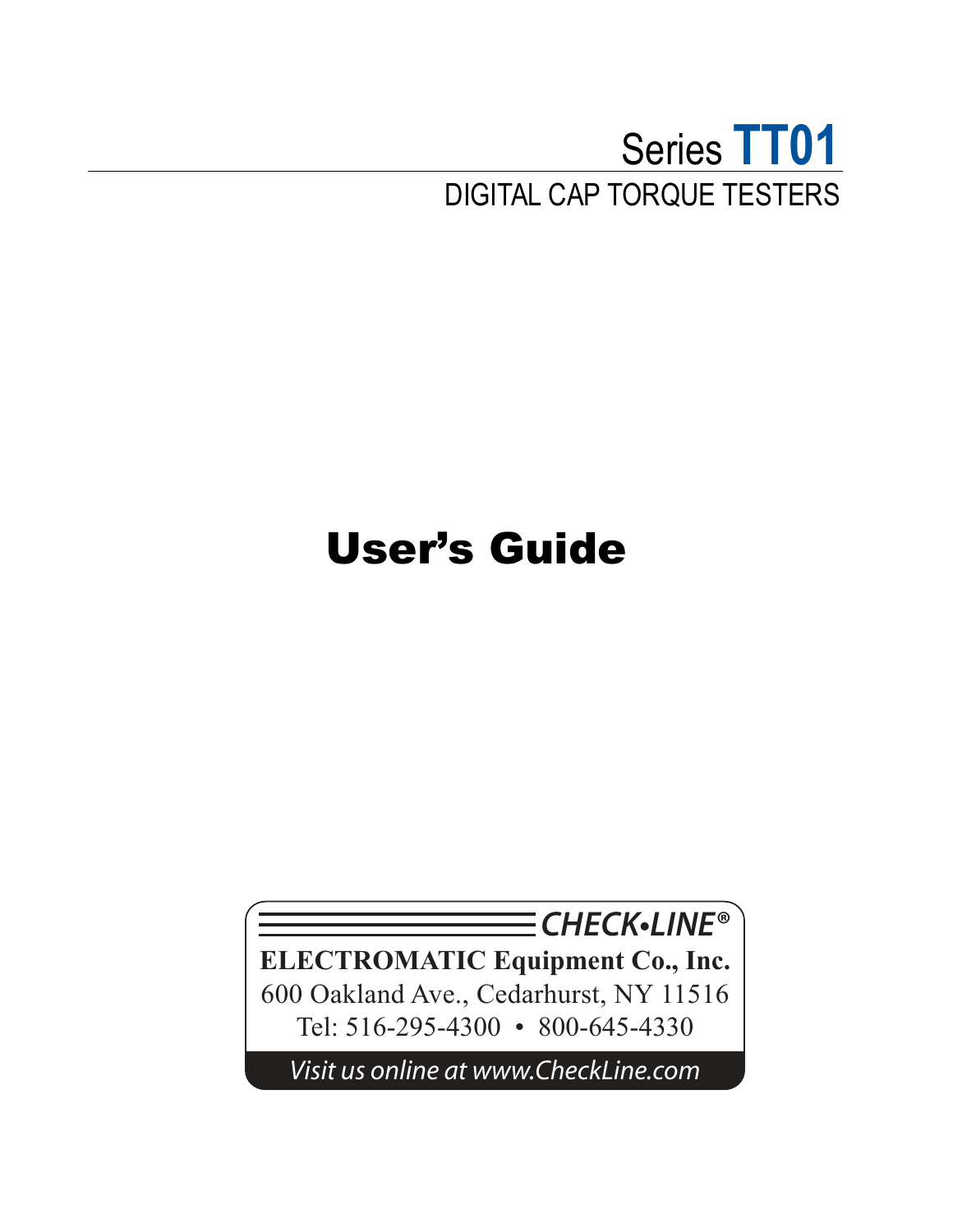# Series **TT01**

DIGITAL CAP TORQUE TESTERS

# User's Guide

*CHECK•LINE®*

**ELECTROMATIC Equipment Co., Inc.**

600 Oakland Ave., Cedarhurst, NY 11516

Tel: 516-295-4300 • 800-645-4330

*Visit us online at www.CheckLine.com*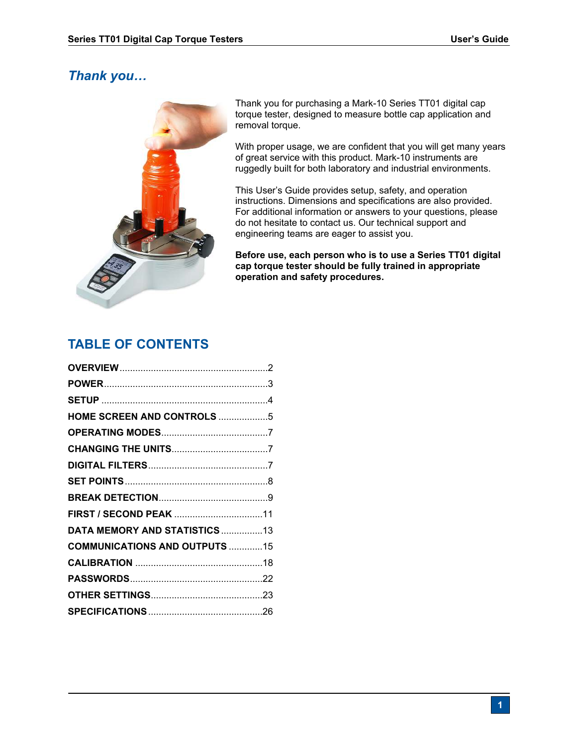## *Thank you…*

Thank you for purchasing a Mark-10 Series TT01 digital cap torque tester, designed to measure bottle cap application and removal torque.

With proper usage, we are confident that you will get many years of great service with this product. Mark-10 instruments are ruggedly built for both laboratory and industrial environments.

This User's Guide provides setup, safety, and operation instructions. Dimensions and specifications are also provided. For additional information or answers to your questions, please do not hesitate to contact us. Our technical support and engineering teams are eager to assist you.

**Before use, each person who is to use a Series TT01 digital cap torque tester should be fully trained in appropriate operation and safety procedures.**

## TABLE OF CONTENTS

**OVERVIEW** ........................................................2
**POWER** ..............................................................3
**SETUP** ...............................................................4
**HOME SCREEN AND CONTROLS** ...................5
**OPERATING MODES** .........................................7
**CHANGING THE UNITS** .....................................7
**DIGITAL FILTERS** .............................................7
**SET POINTS** ......................................................8
**BREAK DETECTION** ..........................................9
**FIRST / SECOND PEAK** ..................................11
**DATA MEMORY AND STATISTICS** ................13
**COMMUNICATIONS AND OUTPUTS** .............15
**CALIBRATION** .................................................18
**PASSWORDS** ...................................................22
**OTHER SETTINGS** ...........................................23
**SPECIFICATIONS** ............................................26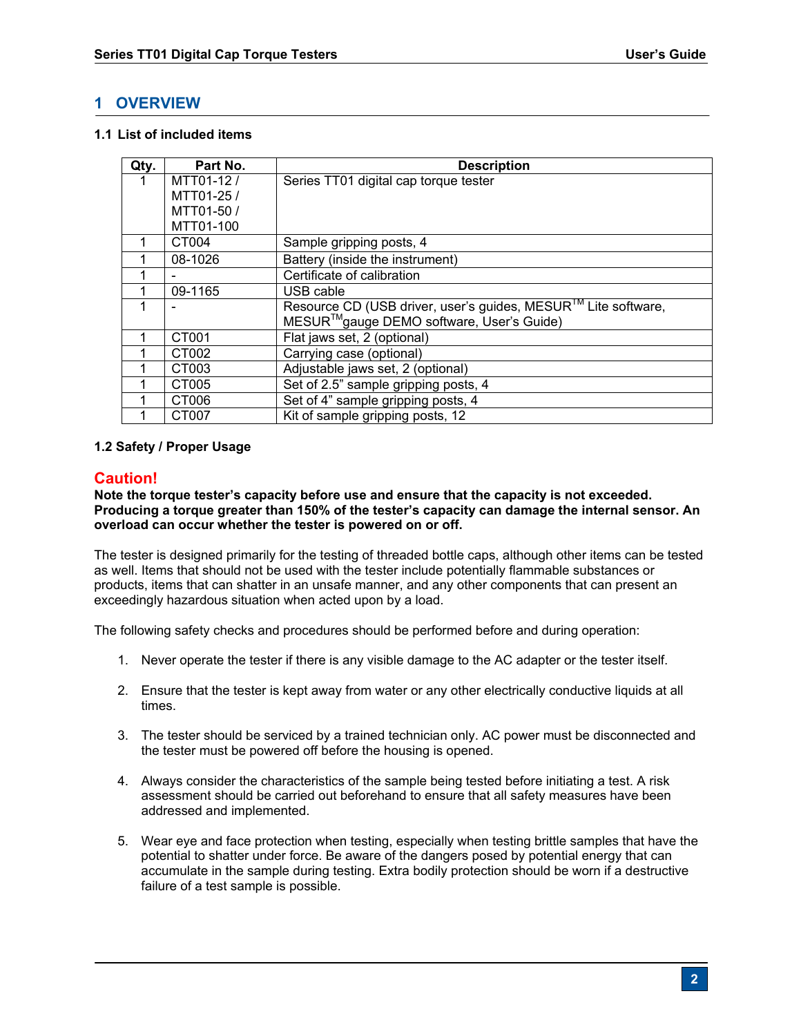# 1 OVERVIEW

### 1.1 List of included items

| Qty. | Part No. | Description |
|---|---|---|
| 1 | MTT01-12 / MTT01-25 / MTT01-50 / MTT01-100 | Series TT01 digital cap torque tester |
| 1 | CT004 | Sample gripping posts, 4 |
| 1 | 08-1026 | Battery (inside the instrument) |
| 1 | - | Certificate of calibration |
| 1 | 09-1165 | USB cable |
| 1 | - | Resource CD (USB driver, user's guides, MESUR™ Lite software, MESUR™gauge DEMO software, User's Guide) |
| 1 | CT001 | Flat jaws set, 2 (optional) |
| 1 | CT002 | Carrying case (optional) |
| 1 | CT003 | Adjustable jaws set, 2 (optional) |
| 1 | CT005 | Set of 2.5" sample gripping posts, 4 |
| 1 | CT006 | Set of 4" sample gripping posts, 4 |
| 1 | CT007 | Kit of sample gripping posts, 12 |

### 1.2 Safety / Proper Usage

## Caution!

**Note the torque tester's capacity before use and ensure that the capacity is not exceeded. Producing a torque greater than 150% of the tester's capacity can damage the internal sensor. An overload can occur whether the tester is powered on or off.**

The tester is designed primarily for the testing of threaded bottle caps, although other items can be tested as well. Items that should not be used with the tester include potentially flammable substances or products, items that can shatter in an unsafe manner, and any other components that can present an exceedingly hazardous situation when acted upon by a load.

The following safety checks and procedures should be performed before and during operation:

1. Never operate the tester if there is any visible damage to the AC adapter or the tester itself.

2. Ensure that the tester is kept away from water or any other electrically conductive liquids at all times.

3. The tester should be serviced by a trained technician only. AC power must be disconnected and the tester must be powered off before the housing is opened.

4. Always consider the characteristics of the sample being tested before initiating a test. A risk assessment should be carried out beforehand to ensure that all safety measures have been addressed and implemented.

5. Wear eye and face protection when testing, especially when testing brittle samples that have the potential to shatter under force. Be aware of the dangers posed by potential energy that can accumulate in the sample during testing. Extra bodily protection should be worn if a destructive failure of a test sample is possible.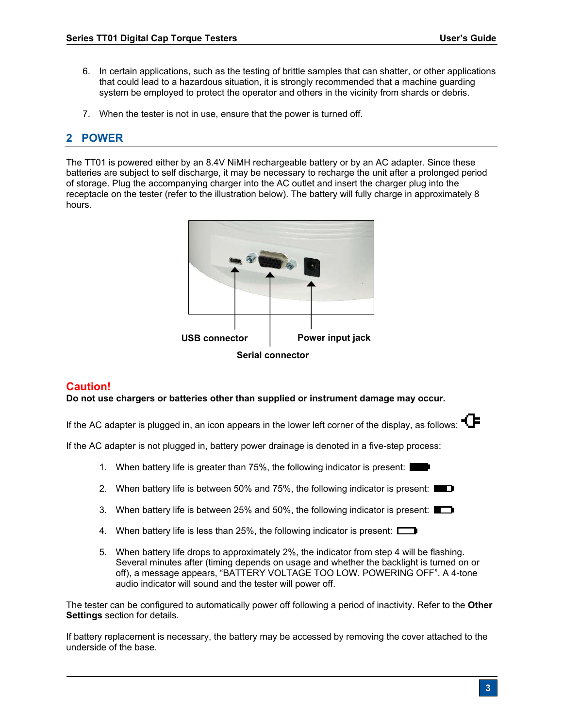6. In certain applications, such as the testing of brittle samples that can shatter, or other applications that could lead to a hazardous situation, it is strongly recommended that a machine guarding system be employed to protect the operator and others in the vicinity from shards or debris.

7. When the tester is not in use, ensure that the power is turned off.

## 2 POWER

The TT01 is powered either by an 8.4V NiMH rechargeable battery or by an AC adapter. Since these batteries are subject to self discharge, it may be necessary to recharge the unit after a prolonged period of storage. Plug the accompanying charger into the AC outlet and insert the charger plug into the receptacle on the tester (refer to the illustration below). The battery will fully charge in approximately 8 hours.

**USB connector** **Power input jack**

**Serial connector**

**Caution!**
**Do not use chargers or batteries other than supplied or instrument damage may occur.**

If the AC adapter is plugged in, an icon appears in the lower left corner of the display, as follows:

If the AC adapter is not plugged in, battery power drainage is denoted in a five-step process:

1. When battery life is greater than 75%, the following indicator is present:

2. When battery life is between 50% and 75%, the following indicator is present:

3. When battery life is between 25% and 50%, the following indicator is present:

4. When battery life is less than 25%, the following indicator is present:

5. When battery life drops to approximately 2%, the indicator from step 4 will be flashing. Several minutes after (timing depends on usage and whether the backlight is turned on or off), a message appears, "BATTERY VOLTAGE TOO LOW. POWERING OFF". A 4-tone audio indicator will sound and the tester will power off.

The tester can be configured to automatically power off following a period of inactivity. Refer to the **Other Settings** section for details.

If battery replacement is necessary, the battery may be accessed by removing the cover attached to the underside of the base.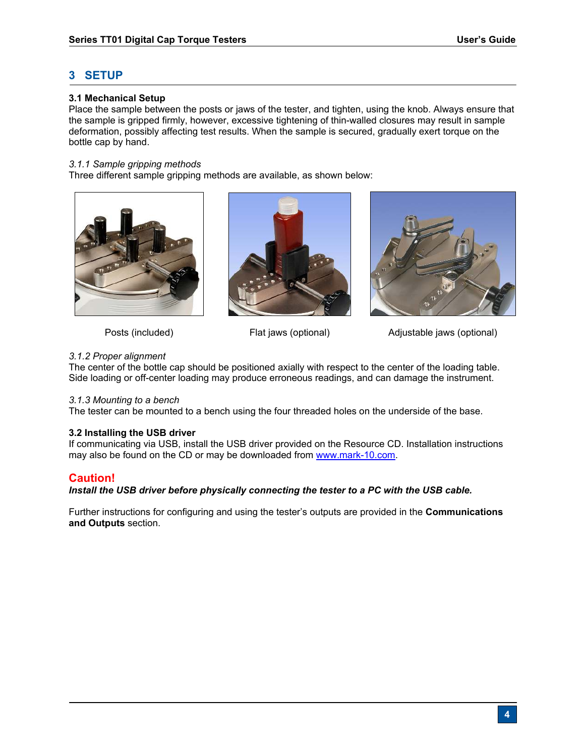# 3 SETUP

## 3.1 Mechanical Setup

Place the sample between the posts or jaws of the tester, and tighten, using the knob. Always ensure that the sample is gripped firmly, however, excessive tightening of thin-walled closures may result in sample deformation, possibly affecting test results. When the sample is secured, gradually exert torque on the bottle cap by hand.

### *3.1.1 Sample gripping methods*

Three different sample gripping methods are available, as shown below:

Posts (included) | Flat jaws (optional) | Adjustable jaws (optional)

### *3.1.2 Proper alignment*

The center of the bottle cap should be positioned axially with respect to the center of the loading table. Side loading or off-center loading may produce erroneous readings, and can damage the instrument.

### *3.1.3 Mounting to a bench*

The tester can be mounted to a bench using the four threaded holes on the underside of the base.

## 3.2 Installing the USB driver

If communicating via USB, install the USB driver provided on the Resource CD. Installation instructions may also be found on the CD or may be downloaded from www.mark-10.com.

**Caution!**

***Install the USB driver before physically connecting the tester to a PC with the USB cable.***

Further instructions for configuring and using the tester's outputs are provided in the **Communications and Outputs** section.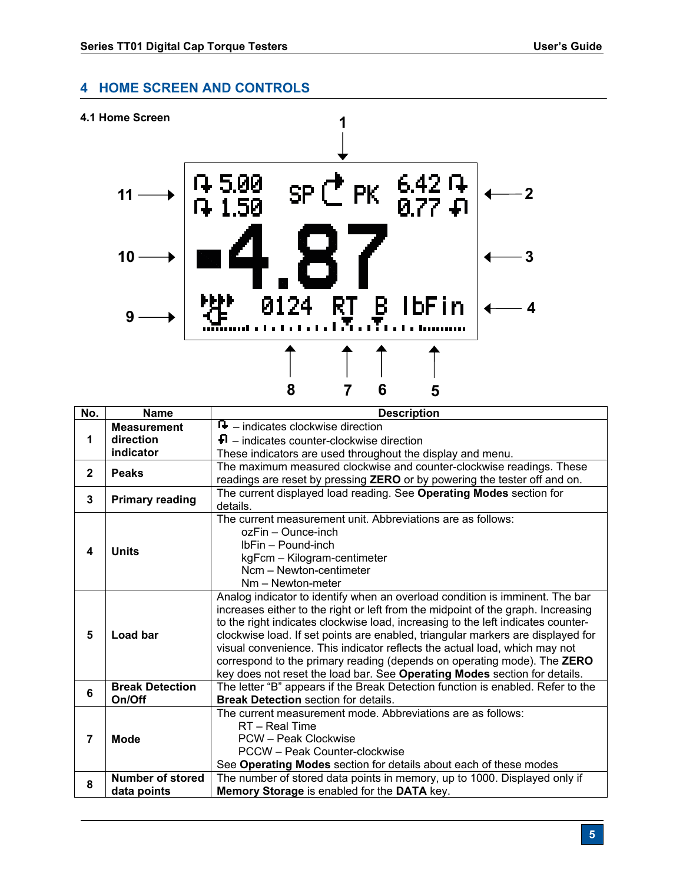# 4 HOME SCREEN AND CONTROLS

## 4.1 Home Screen

| No. | Name | Description |
|---|---|---|
| 1 | Measurement direction indicator | – indicates clockwise direction<br>– indicates counter-clockwise direction<br>These indicators are used throughout the display and menu. |
| 2 | Peaks | The maximum measured clockwise and counter-clockwise readings. These readings are reset by pressing **ZERO** or by powering the tester off and on. |
| 3 | Primary reading | The current displayed load reading. See **Operating Modes** section for details. |
| 4 | Units | The current measurement unit. Abbreviations are as follows:<br>ozFin – Ounce-inch<br>lbFin – Pound-inch<br>kgFcm – Kilogram-centimeter<br>Ncm – Newton-centimeter<br>Nm – Newton-meter |
| 5 | Load bar | Analog indicator to identify when an overload condition is imminent. The bar increases either to the right or left from the midpoint of the graph. Increasing to the right indicates clockwise load, increasing to the left indicates counter-clockwise load. If set points are enabled, triangular markers are displayed for visual convenience. This indicator reflects the actual load, which may not correspond to the primary reading (depends on operating mode). The **ZERO** key does not reset the load bar. See **Operating Modes** section for details. |
| 6 | Break Detection On/Off | The letter "B" appears if the Break Detection function is enabled. Refer to the **Break Detection** section for details. |
| 7 | Mode | The current measurement mode. Abbreviations are as follows:<br>RT – Real Time<br>PCW – Peak Clockwise<br>PCCW – Peak Counter-clockwise<br>See **Operating Modes** section for details about each of these modes |
| 8 | Number of stored data points | The number of stored data points in memory, up to 1000. Displayed only if **Memory Storage** is enabled for the **DATA** key. |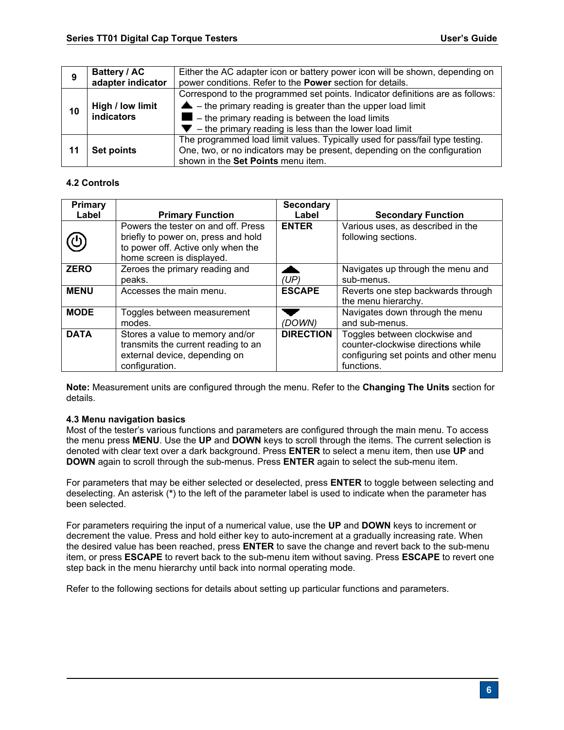| 9 | **Battery / AC adapter indicator** | Either the AC adapter icon or battery power icon will be shown, depending on power conditions. Refer to the **Power** section for details. |
|---|---|---|
| 10 | **High / low limit indicators** | Correspond to the programmed set points. Indicator definitions are as follows:<br>▲ – the primary reading is greater than the upper load limit<br>■ – the primary reading is between the load limits<br>▼ – the primary reading is less than the lower load limit |
| 11 | **Set points** | The programmed load limit values. Typically used for pass/fail type testing. One, two, or no indicators may be present, depending on the configuration shown in the **Set Points** menu item. |

**4.2 Controls**

| Primary Label | Primary Function | Secondary Label | Secondary Function |
|---|---|---|---|
| ⏻ | Powers the tester on and off. Press briefly to power on, press and hold to power off. Active only when the home screen is displayed. | **ENTER** | Various uses, as described in the following sections. |
| **ZERO** | Zeroes the primary reading and peaks. | ▲ *(UP)* | Navigates up through the menu and sub-menus. |
| **MENU** | Accesses the main menu. | **ESCAPE** | Reverts one step backwards through the menu hierarchy. |
| **MODE** | Toggles between measurement modes. | ▼ *(DOWN)* | Navigates down through the menu and sub-menus. |
| **DATA** | Stores a value to memory and/or transmits the current reading to an external device, depending on configuration. | **DIRECTION** | Toggles between clockwise and counter-clockwise directions while configuring set points and other menu functions. |

**Note:** Measurement units are configured through the menu. Refer to the **Changing The Units** section for details.

**4.3 Menu navigation basics**

Most of the tester's various functions and parameters are configured through the main menu. To access the menu press **MENU**. Use the **UP** and **DOWN** keys to scroll through the items. The current selection is denoted with clear text over a dark background. Press **ENTER** to select a menu item, then use **UP** and **DOWN** again to scroll through the sub-menus. Press **ENTER** again to select the sub-menu item.

For parameters that may be either selected or deselected, press **ENTER** to toggle between selecting and deselecting. An asterisk (*) to the left of the parameter label is used to indicate when the parameter has been selected.

For parameters requiring the input of a numerical value, use the **UP** and **DOWN** keys to increment or decrement the value. Press and hold either key to auto-increment at a gradually increasing rate. When the desired value has been reached, press **ENTER** to save the change and revert back to the sub-menu item, or press **ESCAPE** to revert back to the sub-menu item without saving. Press **ESCAPE** to revert one step back in the menu hierarchy until back into normal operating mode.

Refer to the following sections for details about setting up particular functions and parameters.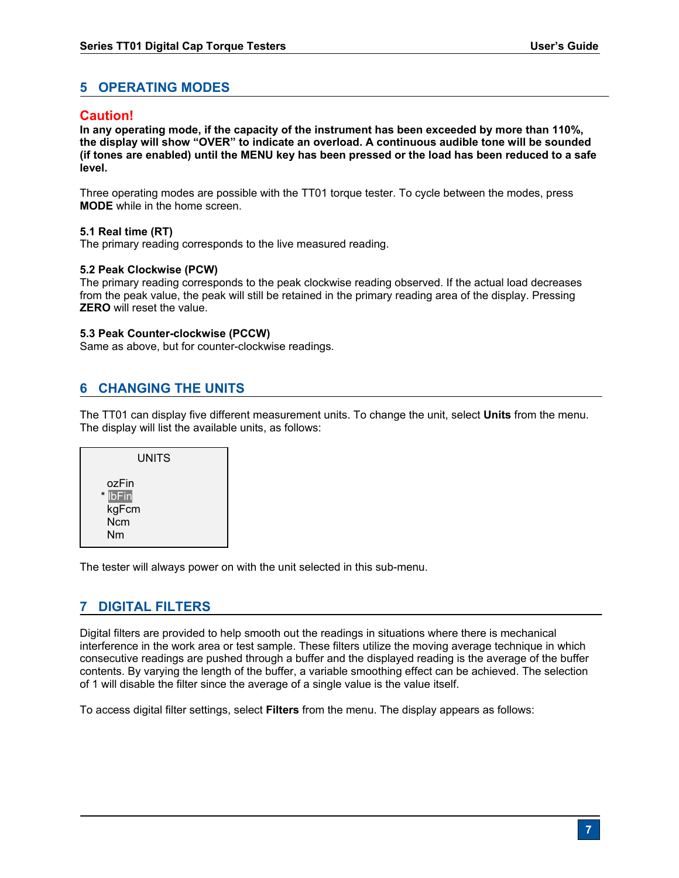## 5 OPERATING MODES

### Caution!

**In any operating mode, if the capacity of the instrument has been exceeded by more than 110%, the display will show "OVER" to indicate an overload. A continuous audible tone will be sounded (if tones are enabled) until the MENU key has been pressed or the load has been reduced to a safe level.**

Three operating modes are possible with the TT01 torque tester. To cycle between the modes, press **MODE** while in the home screen.

**5.1 Real time (RT)**
The primary reading corresponds to the live measured reading.

**5.2 Peak Clockwise (PCW)**
The primary reading corresponds to the peak clockwise reading observed. If the actual load decreases from the peak value, the peak will still be retained in the primary reading area of the display. Pressing **ZERO** will reset the value.

**5.3 Peak Counter-clockwise (PCCW)**
Same as above, but for counter-clockwise readings.

## 6 CHANGING THE UNITS

The TT01 can display five different measurement units. To change the unit, select **Units** from the menu. The display will list the available units, as follows:

```
        UNITS

   ozFin
 * lbFin
   kgFcm
   Ncm
   Nm
```

The tester will always power on with the unit selected in this sub-menu.

## 7 DIGITAL FILTERS

Digital filters are provided to help smooth out the readings in situations where there is mechanical interference in the work area or test sample. These filters utilize the moving average technique in which consecutive readings are pushed through a buffer and the displayed reading is the average of the buffer contents. By varying the length of the buffer, a variable smoothing effect can be achieved. The selection of 1 will disable the filter since the average of a single value is the value itself.

To access digital filter settings, select **Filters** from the menu. The display appears as follows: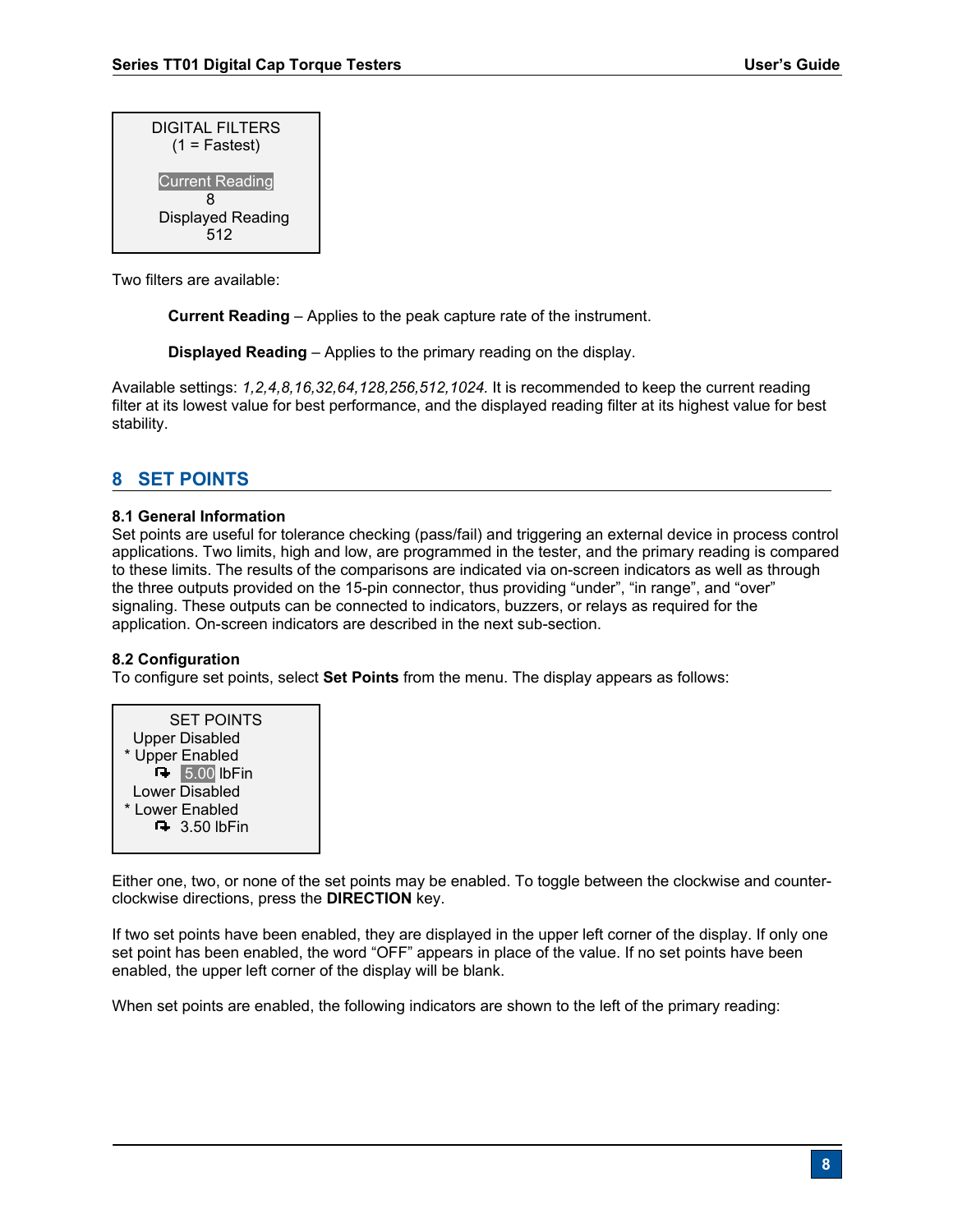```
DIGITAL FILTERS
(1 = Fastest)

Current Reading
8
Displayed Reading
512
```

Two filters are available:

> **Current Reading** – Applies to the peak capture rate of the instrument.
>
> **Displayed Reading** – Applies to the primary reading on the display.

Available settings: *1,2,4,8,16,32,64,128,256,512,1024.* It is recommended to keep the current reading filter at its lowest value for best performance, and the displayed reading filter at its highest value for best stability.

## 8 SET POINTS

### 8.1 General Information

Set points are useful for tolerance checking (pass/fail) and triggering an external device in process control applications. Two limits, high and low, are programmed in the tester, and the primary reading is compared to these limits. The results of the comparisons are indicated via on-screen indicators as well as through the three outputs provided on the 15-pin connector, thus providing "under", "in range", and "over" signaling. These outputs can be connected to indicators, buzzers, or relays as required for the application. On-screen indicators are described in the next sub-section.

### 8.2 Configuration

To configure set points, select **Set Points** from the menu. The display appears as follows:

```
SET POINTS
  Upper Disabled
* Upper Enabled
      5.00 lbFin
  Lower Disabled
* Lower Enabled
      3.50 lbFin
```

Either one, two, or none of the set points may be enabled. To toggle between the clockwise and counter-clockwise directions, press the **DIRECTION** key.

If two set points have been enabled, they are displayed in the upper left corner of the display. If only one set point has been enabled, the word "OFF" appears in place of the value. If no set points have been enabled, the upper left corner of the display will be blank.

When set points are enabled, the following indicators are shown to the left of the primary reading: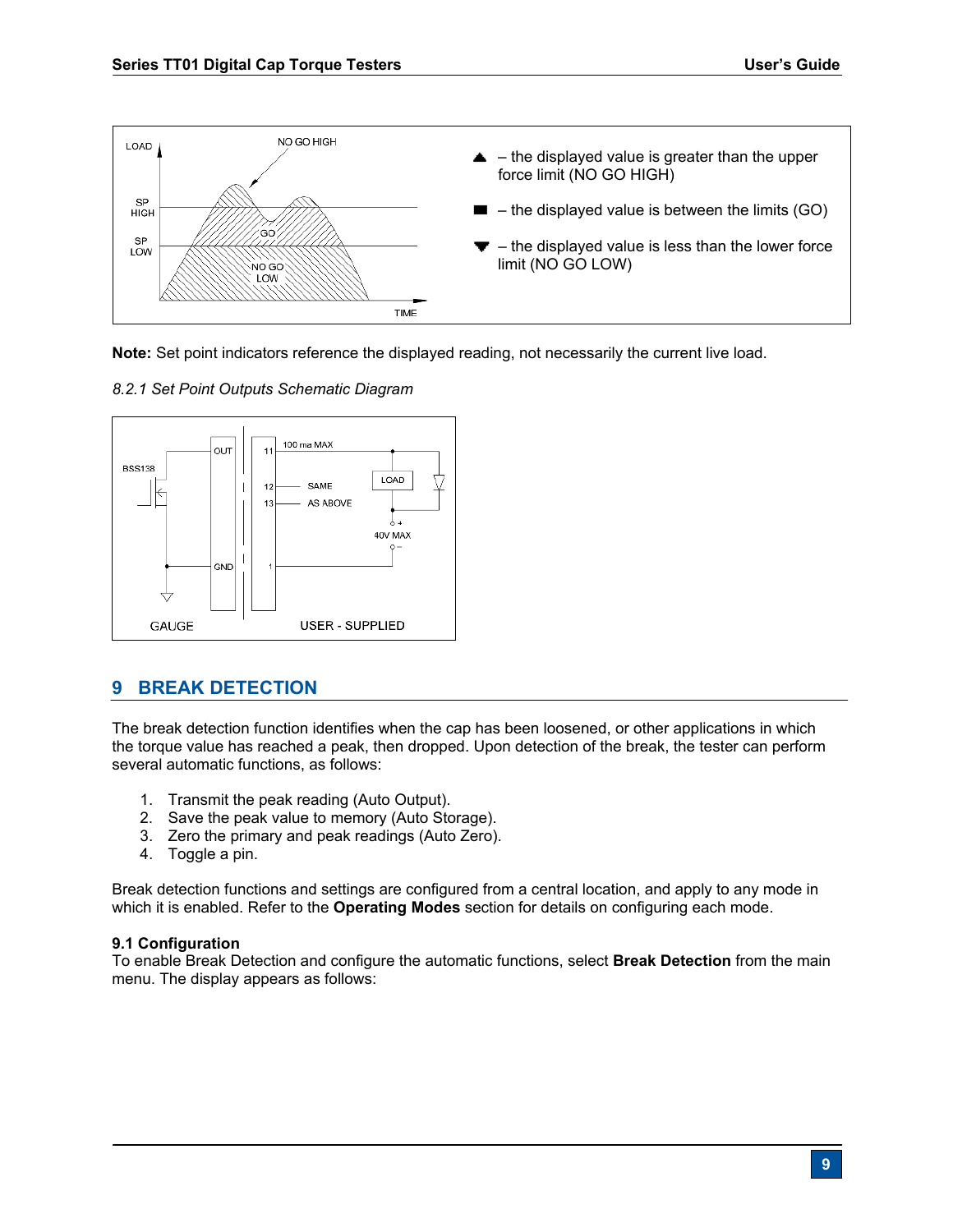▲ – the displayed value is greater than the upper force limit (NO GO HIGH)

■ – the displayed value is between the limits (GO)

▼ – the displayed value is less than the lower force limit (NO GO LOW)

**Note:** Set point indicators reference the displayed reading, not necessarily the current live load.

*8.2.1 Set Point Outputs Schematic Diagram*

## 9 BREAK DETECTION

The break detection function identifies when the cap has been loosened, or other applications in which the torque value has reached a peak, then dropped. Upon detection of the break, the tester can perform several automatic functions, as follows:

1. Transmit the peak reading (Auto Output).
2. Save the peak value to memory (Auto Storage).
3. Zero the primary and peak readings (Auto Zero).
4. Toggle a pin.

Break detection functions and settings are configured from a central location, and apply to any mode in which it is enabled. Refer to the **Operating Modes** section for details on configuring each mode.

### 9.1 Configuration

To enable Break Detection and configure the automatic functions, select **Break Detection** from the main menu. The display appears as follows: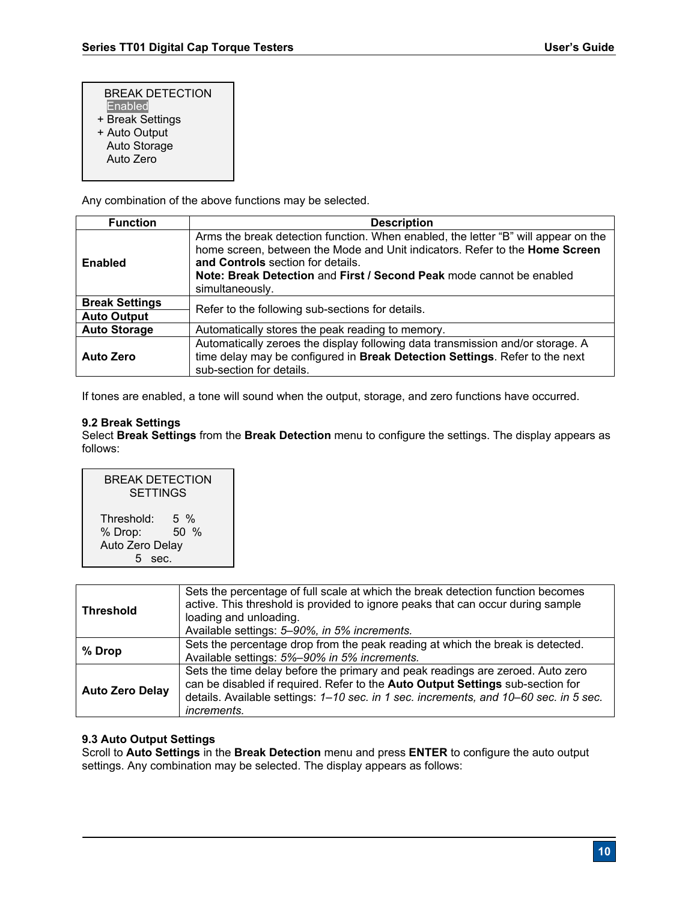```
BREAK DETECTION
  Enabled
+ Break Settings
+ Auto Output
  Auto Storage
  Auto Zero
```

Any combination of the above functions may be selected.

| Function | Description |
|---|---|
| **Enabled** | Arms the break detection function. When enabled, the letter "B" will appear on the home screen, between the Mode and Unit indicators. Refer to the **Home Screen and Controls** section for details. **Note: Break Detection** and **First / Second Peak** mode cannot be enabled simultaneously. |
| **Break Settings** | Refer to the following sub-sections for details. |
| **Auto Output** | Refer to the following sub-sections for details. |
| **Auto Storage** | Automatically stores the peak reading to memory. |
| **Auto Zero** | Automatically zeroes the display following data transmission and/or storage. A time delay may be configured in **Break Detection Settings**. Refer to the next sub-section for details. |

If tones are enabled, a tone will sound when the output, storage, and zero functions have occurred.

### 9.2 Break Settings

Select **Break Settings** from the **Break Detection** menu to configure the settings. The display appears as follows:

```
BREAK DETECTION
   SETTINGS

Threshold:    5  %
% Drop:      50  %
Auto Zero Delay
       5  sec.
```

| | |
|---|---|
| **Threshold** | Sets the percentage of full scale at which the break detection function becomes active. This threshold is provided to ignore peaks that can occur during sample loading and unloading. Available settings: *5–90%, in 5% increments.* |
| **% Drop** | Sets the percentage drop from the peak reading at which the break is detected. Available settings: *5%–90% in 5% increments.* |
| **Auto Zero Delay** | Sets the time delay before the primary and peak readings are zeroed. Auto zero can be disabled if required. Refer to the **Auto Output Settings** sub-section for details. Available settings: *1–10 sec. in 1 sec. increments, and 10–60 sec. in 5 sec. increments.* |

### 9.3 Auto Output Settings

Scroll to **Auto Settings** in the **Break Detection** menu and press **ENTER** to configure the auto output settings. Any combination may be selected. The display appears as follows: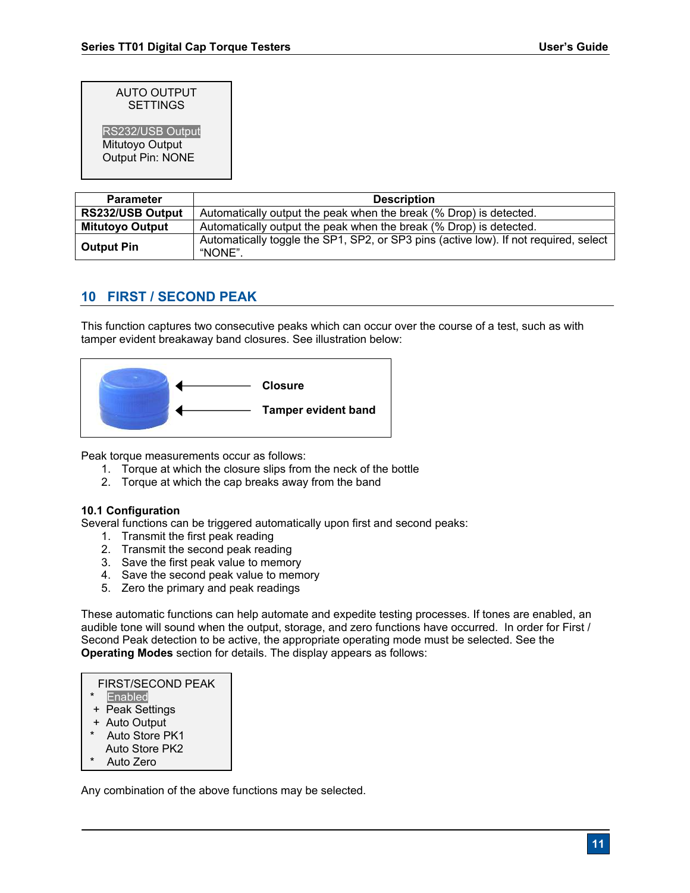```
AUTO OUTPUT
SETTINGS

RS232/USB Output
Mitutoyo Output
Output Pin: NONE
```

| Parameter | Description |
|---|---|
| **RS232/USB Output** | Automatically output the peak when the break (% Drop) is detected. |
| **Mitutoyo Output** | Automatically output the peak when the break (% Drop) is detected. |
| **Output Pin** | Automatically toggle the SP1, SP2, or SP3 pins (active low). If not required, select "NONE". |

## 10 FIRST / SECOND PEAK

This function captures two consecutive peaks which can occur over the course of a test, such as with tamper evident breakaway band closures. See illustration below:

**Closure**

**Tamper evident band**

Peak torque measurements occur as follows:

1. Torque at which the closure slips from the neck of the bottle
2. Torque at which the cap breaks away from the band

**10.1 Configuration**

Several functions can be triggered automatically upon first and second peaks:

1. Transmit the first peak reading
2. Transmit the second peak reading
3. Save the first peak value to memory
4. Save the second peak value to memory
5. Zero the primary and peak readings

These automatic functions can help automate and expedite testing processes. If tones are enabled, an audible tone will sound when the output, storage, and zero functions have occurred. In order for First / Second Peak detection to be active, the appropriate operating mode must be selected. See the **Operating Modes** section for details. The display appears as follows:

```
FIRST/SECOND PEAK
*  Enabled
+  Peak Settings
+  Auto Output
*  Auto Store PK1
   Auto Store PK2
*  Auto Zero
```

Any combination of the above functions may be selected.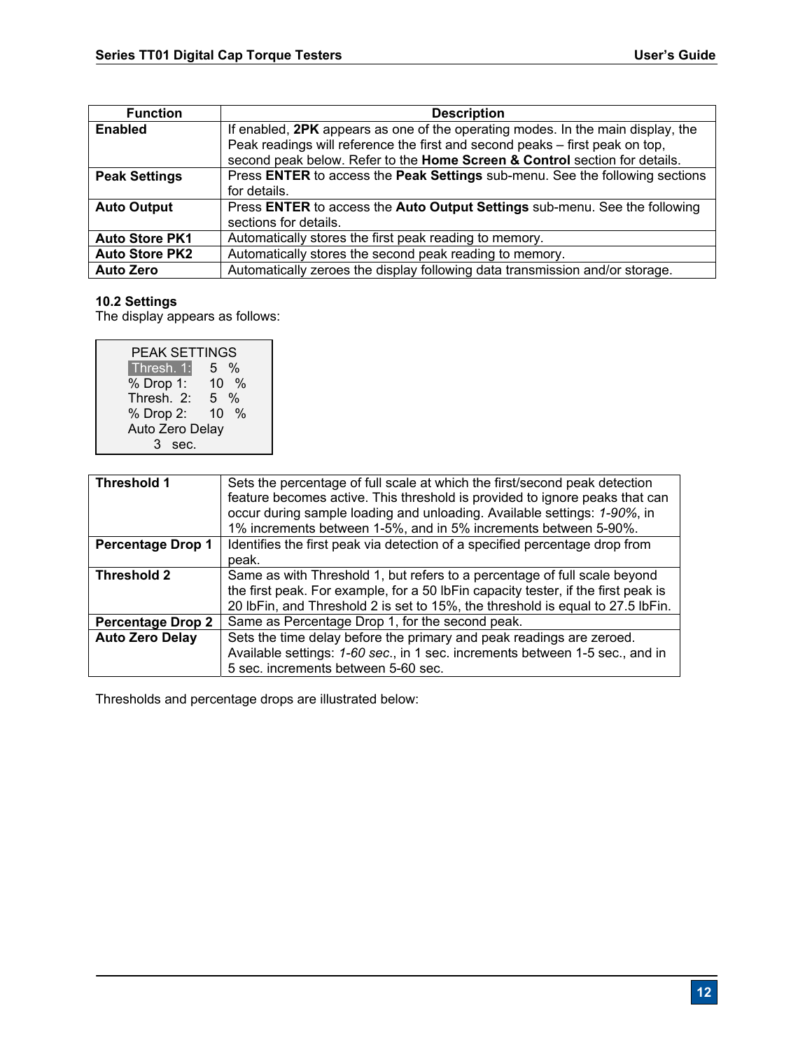| Function | Description |
|---|---|
| **Enabled** | If enabled, **2PK** appears as one of the operating modes. In the main display, the Peak readings will reference the first and second peaks – first peak on top, second peak below. Refer to the **Home Screen & Control** section for details. |
| **Peak Settings** | Press **ENTER** to access the **Peak Settings** sub-menu. See the following sections for details. |
| **Auto Output** | Press **ENTER** to access the **Auto Output Settings** sub-menu. See the following sections for details. |
| **Auto Store PK1** | Automatically stores the first peak reading to memory. |
| **Auto Store PK2** | Automatically stores the second peak reading to memory. |
| **Auto Zero** | Automatically zeroes the display following data transmission and/or storage. |

**10.2 Settings**

The display appears as follows:

```
PEAK SETTINGS
Thresh. 1:    5  %
% Drop 1:    10  %
Thresh.  2:   5  %
% Drop 2:    10  %
Auto Zero Delay
     3  sec.
```

| | |
|---|---|
| **Threshold 1** | Sets the percentage of full scale at which the first/second peak detection feature becomes active. This threshold is provided to ignore peaks that can occur during sample loading and unloading. Available settings: *1-90%*, in 1% increments between 1-5%, and in 5% increments between 5-90%. |
| **Percentage Drop 1** | Identifies the first peak via detection of a specified percentage drop from peak. |
| **Threshold 2** | Same as with Threshold 1, but refers to a percentage of full scale beyond the first peak. For example, for a 50 lbFin capacity tester, if the first peak is 20 lbFin, and Threshold 2 is set to 15%, the threshold is equal to 27.5 lbFin. |
| **Percentage Drop 2** | Same as Percentage Drop 1, for the second peak. |
| **Auto Zero Delay** | Sets the time delay before the primary and peak readings are zeroed. Available settings: *1-60 sec.*, in 1 sec. increments between 1-5 sec., and in 5 sec. increments between 5-60 sec. |

Thresholds and percentage drops are illustrated below: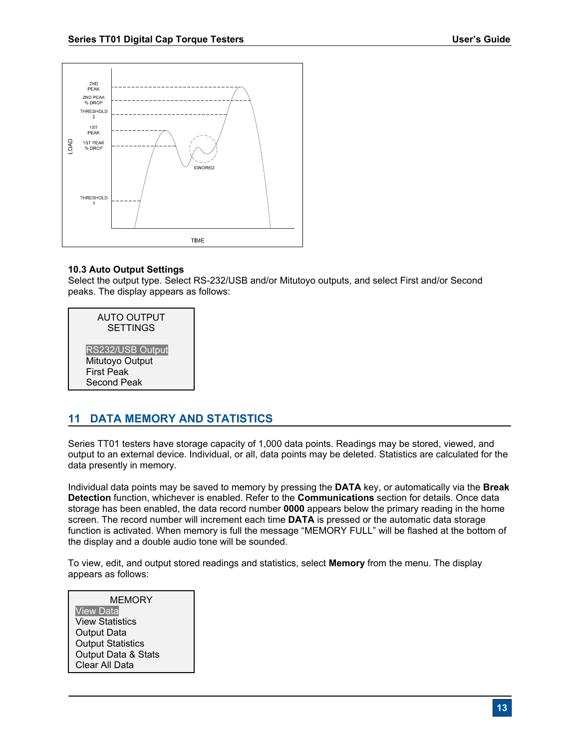### 10.3 Auto Output Settings

Select the output type. Select RS-232/USB and/or Mitutoyo outputs, and select First and/or Second peaks. The display appears as follows:

```
AUTO OUTPUT
SETTINGS

RS232/USB Output
Mitutoyo Output
First Peak
Second Peak
```

## 11 DATA MEMORY AND STATISTICS

Series TT01 testers have storage capacity of 1,000 data points. Readings may be stored, viewed, and output to an external device. Individual, or all, data points may be deleted. Statistics are calculated for the data presently in memory.

Individual data points may be saved to memory by pressing the **DATA** key, or automatically via the **Break Detection** function, whichever is enabled. Refer to the **Communications** section for details. Once data storage has been enabled, the data record number **0000** appears below the primary reading in the home screen. The record number will increment each time **DATA** is pressed or the automatic data storage function is activated. When memory is full the message "MEMORY FULL" will be flashed at the bottom of the display and a double audio tone will be sounded.

To view, edit, and output stored readings and statistics, select **Memory** from the menu. The display appears as follows:

```
MEMORY
View Data
View Statistics
Output Data
Output Statistics
Output Data & Stats
Clear All Data
```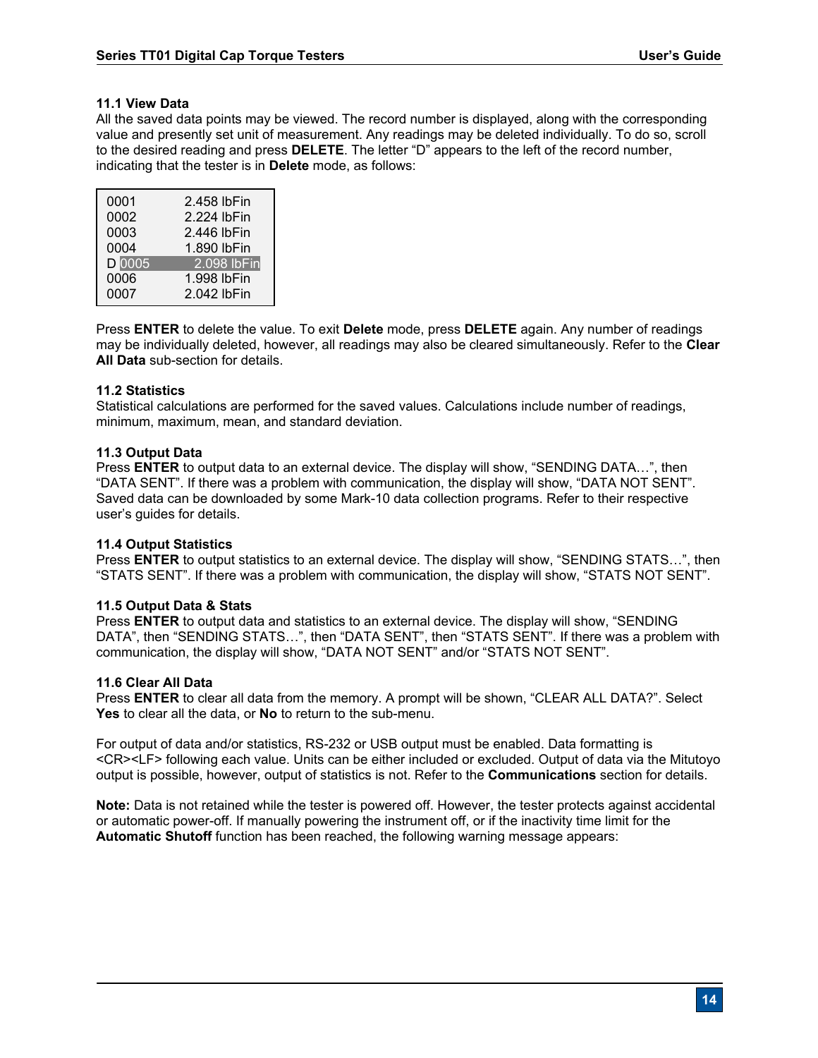**11.1 View Data**
All the saved data points may be viewed. The record number is displayed, along with the corresponding value and presently set unit of measurement. Any readings may be deleted individually. To do so, scroll to the desired reading and press **DELETE**. The letter "D" appears to the left of the record number, indicating that the tester is in **Delete** mode, as follows:

```
0001        2.458 lbFin
0002        2.224 lbFin
0003        2.446 lbFin
0004        1.890 lbFin
D 0005      2.098 lbFin
0006        1.998 lbFin
0007        2.042 lbFin
```

Press **ENTER** to delete the value. To exit **Delete** mode, press **DELETE** again. Any number of readings may be individually deleted, however, all readings may also be cleared simultaneously. Refer to the **Clear All Data** sub-section for details.

**11.2 Statistics**
Statistical calculations are performed for the saved values. Calculations include number of readings, minimum, maximum, mean, and standard deviation.

**11.3 Output Data**
Press **ENTER** to output data to an external device. The display will show, "SENDING DATA…", then "DATA SENT". If there was a problem with communication, the display will show, "DATA NOT SENT". Saved data can be downloaded by some Mark-10 data collection programs. Refer to their respective user's guides for details.

**11.4 Output Statistics**
Press **ENTER** to output statistics to an external device. The display will show, "SENDING STATS…", then "STATS SENT". If there was a problem with communication, the display will show, "STATS NOT SENT".

**11.5 Output Data & Stats**
Press **ENTER** to output data and statistics to an external device. The display will show, "SENDING DATA", then "SENDING STATS…", then "DATA SENT", then "STATS SENT". If there was a problem with communication, the display will show, "DATA NOT SENT" and/or "STATS NOT SENT".

**11.6 Clear All Data**
Press **ENTER** to clear all data from the memory. A prompt will be shown, "CLEAR ALL DATA?". Select **Yes** to clear all the data, or **No** to return to the sub-menu.

For output of data and/or statistics, RS-232 or USB output must be enabled. Data formatting is <CR><LF> following each value. Units can be either included or excluded. Output of data via the Mitutoyo output is possible, however, output of statistics is not. Refer to the **Communications** section for details.

**Note:** Data is not retained while the tester is powered off. However, the tester protects against accidental or automatic power-off. If manually powering the instrument off, or if the inactivity time limit for the **Automatic Shutoff** function has been reached, the following warning message appears: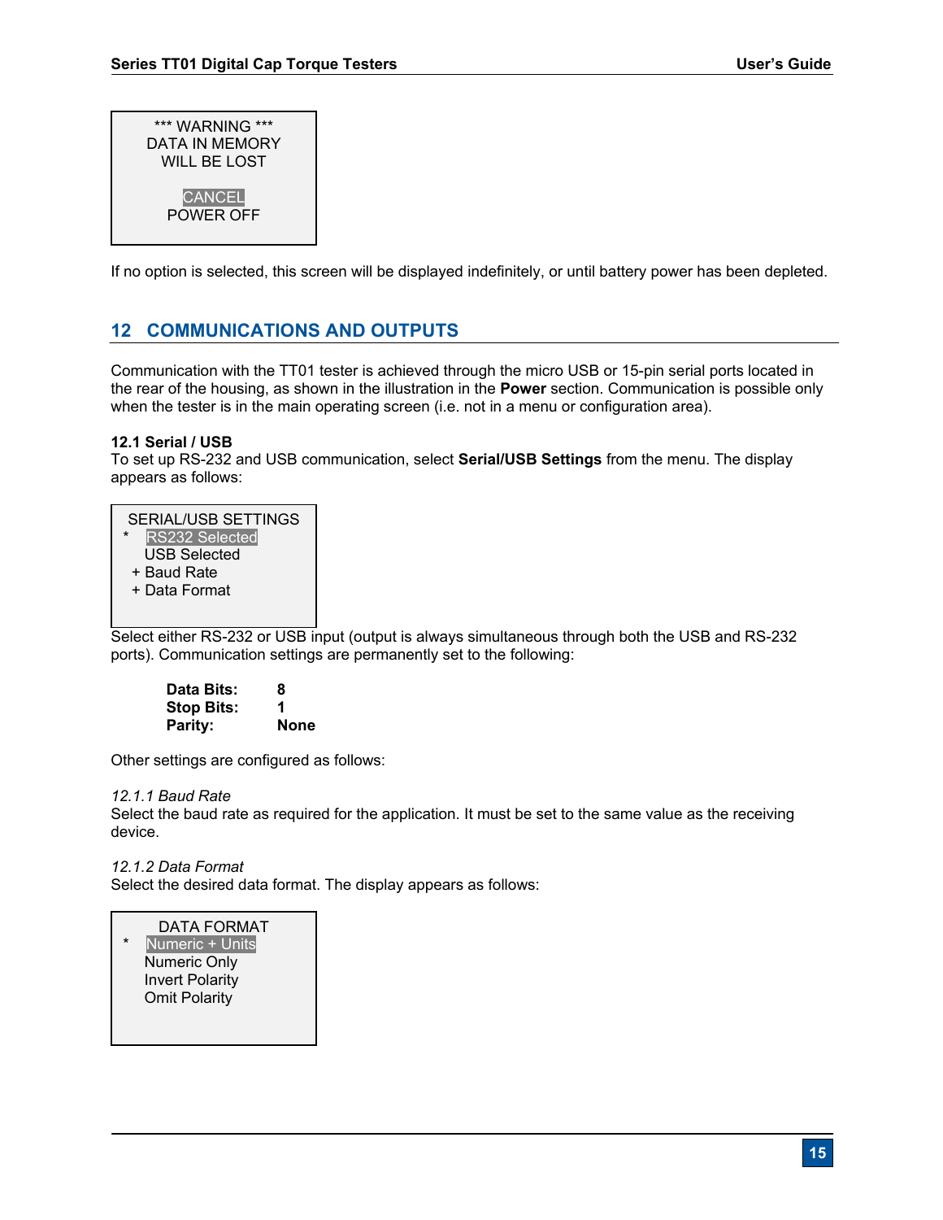```
*** WARNING ***
DATA IN MEMORY
WILL BE LOST

CANCEL
POWER OFF
```

If no option is selected, this screen will be displayed indefinitely, or until battery power has been depleted.

## 12 COMMUNICATIONS AND OUTPUTS

Communication with the TT01 tester is achieved through the micro USB or 15-pin serial ports located in the rear of the housing, as shown in the illustration in the **Power** section. Communication is possible only when the tester is in the main operating screen (i.e. not in a menu or configuration area).

### 12.1 Serial / USB

To set up RS-232 and USB communication, select **Serial/USB Settings** from the menu. The display appears as follows:

```
SERIAL/USB SETTINGS
*  RS232 Selected
   USB Selected
 + Baud Rate
 + Data Format
```

Select either RS-232 or USB input (output is always simultaneous through both the USB and RS-232 ports). Communication settings are permanently set to the following:

| | |
|---|---|
| **Data Bits:** | **8** |
| **Stop Bits:** | **1** |
| **Parity:** | **None** |

Other settings are configured as follows:

*12.1.1 Baud Rate*

Select the baud rate as required for the application. It must be set to the same value as the receiving device.

*12.1.2 Data Format*

Select the desired data format. The display appears as follows:

```
DATA FORMAT
*  Numeric + Units
   Numeric Only
   Invert Polarity
   Omit Polarity
```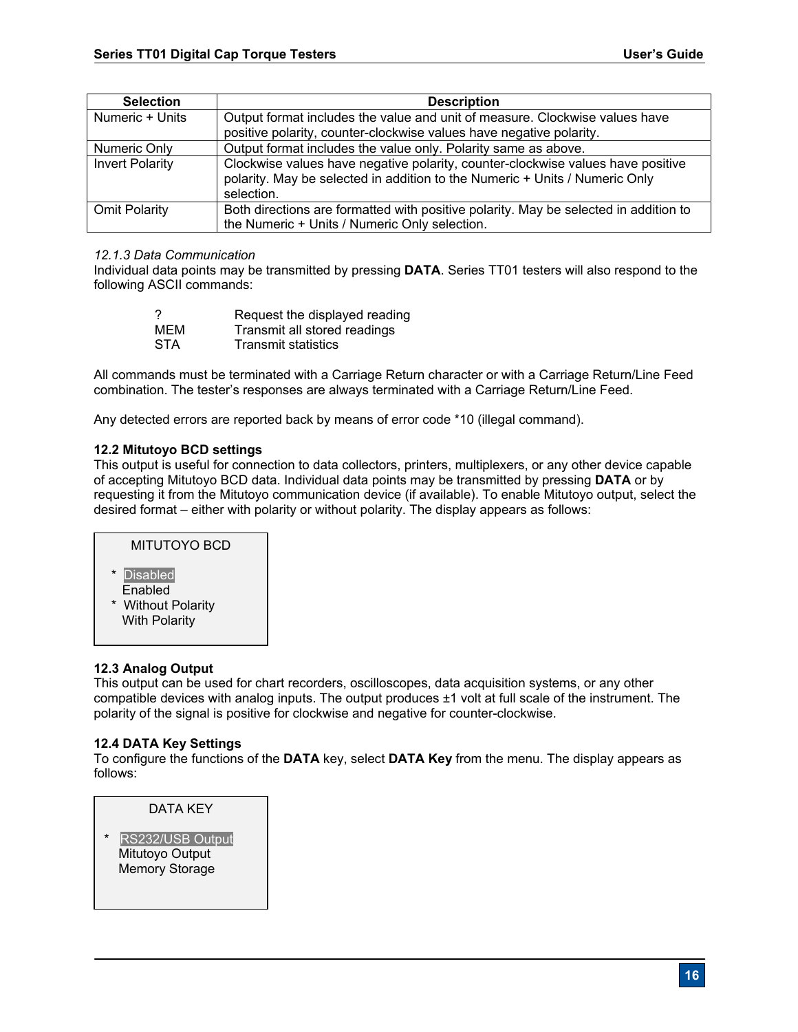| Selection | Description |
|---|---|
| Numeric + Units | Output format includes the value and unit of measure. Clockwise values have positive polarity, counter-clockwise values have negative polarity. |
| Numeric Only | Output format includes the value only. Polarity same as above. |
| Invert Polarity | Clockwise values have negative polarity, counter-clockwise values have positive polarity. May be selected in addition to the Numeric + Units / Numeric Only selection. |
| Omit Polarity | Both directions are formatted with positive polarity. May be selected in addition to the Numeric + Units / Numeric Only selection. |

*12.1.3 Data Communication*

Individual data points may be transmitted by pressing **DATA**. Series TT01 testers will also respond to the following ASCII commands:

| | |
|---|---|
| ? | Request the displayed reading |
| MEM | Transmit all stored readings |
| STA | Transmit statistics |

All commands must be terminated with a Carriage Return character or with a Carriage Return/Line Feed combination. The tester's responses are always terminated with a Carriage Return/Line Feed.

Any detected errors are reported back by means of error code *10 (illegal command).

**12.2 Mitutoyo BCD settings**

This output is useful for connection to data collectors, printers, multiplexers, or any other device capable of accepting Mitutoyo BCD data. Individual data points may be transmitted by pressing **DATA** or by requesting it from the Mitutoyo communication device (if available). To enable Mitutoyo output, select the desired format – either with polarity or without polarity. The display appears as follows:

```
MITUTOYO BCD

* Disabled
  Enabled
* Without Polarity
  With Polarity
```

**12.3 Analog Output**

This output can be used for chart recorders, oscilloscopes, data acquisition systems, or any other compatible devices with analog inputs. The output produces ±1 volt at full scale of the instrument. The polarity of the signal is positive for clockwise and negative for counter-clockwise.

**12.4 DATA Key Settings**

To configure the functions of the **DATA** key, select **DATA Key** from the menu. The display appears as follows:

```
DATA KEY

* RS232/USB Output
  Mitutoyo Output
  Memory Storage
```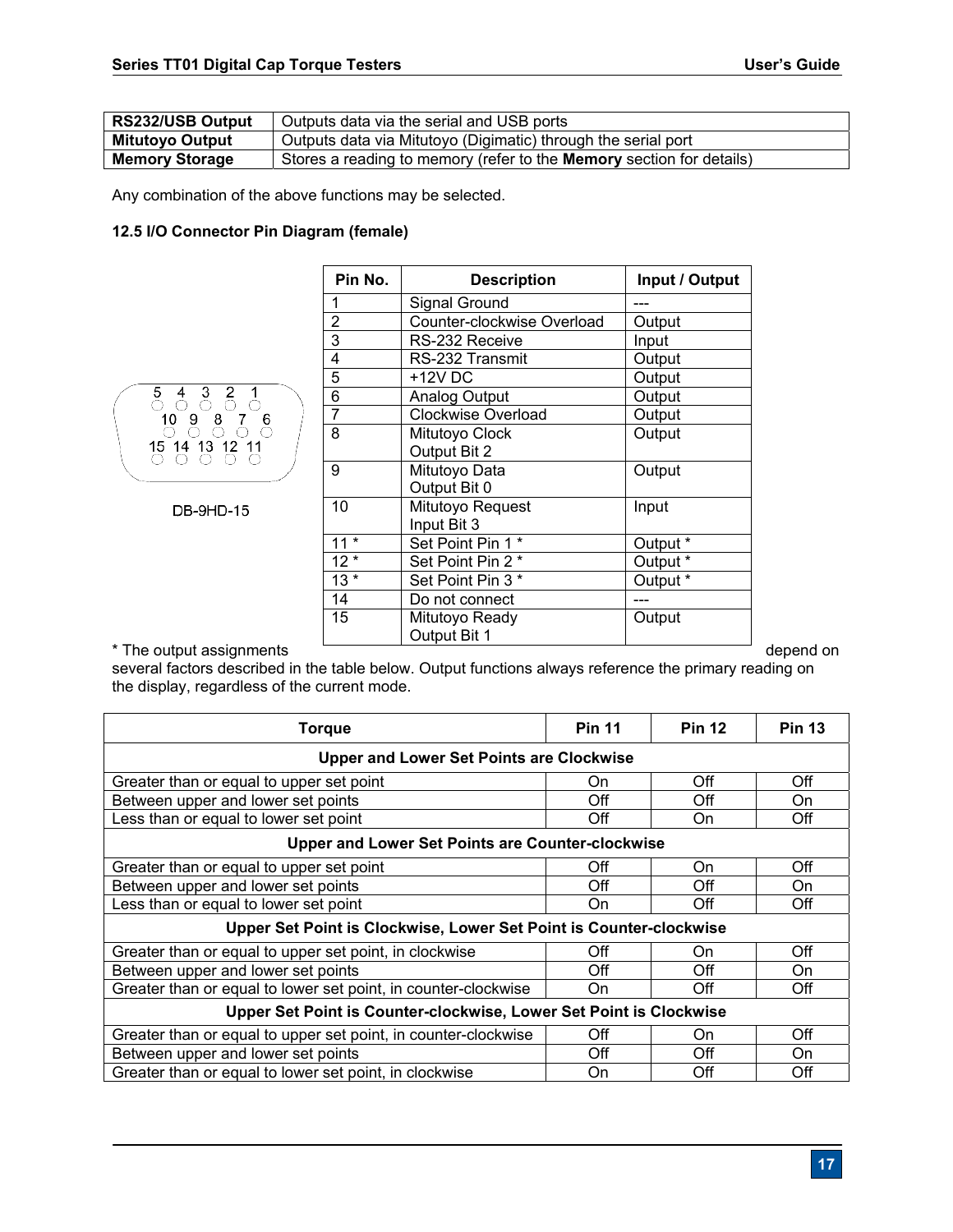| RS232/USB Output | Outputs data via the serial and USB ports |
|---|---|
| **Mitutoyo Output** | Outputs data via Mitutoyo (Digimatic) through the serial port |
| **Memory Storage** | Stores a reading to memory (refer to the **Memory** section for details) |

Any combination of the above functions may be selected.

### 12.5 I/O Connector Pin Diagram (female)

DB-9HD-15

| Pin No. | Description | Input / Output |
|---|---|---|
| 1 | Signal Ground | --- |
| 2 | Counter-clockwise Overload | Output |
| 3 | RS-232 Receive | Input |
| 4 | RS-232 Transmit | Output |
| 5 | +12V DC | Output |
| 6 | Analog Output | Output |
| 7 | Clockwise Overload | Output |
| 8 | Mitutoyo Clock Output Bit 2 | Output |
| 9 | Mitutoyo Data Output Bit 0 | Output |
| 10 | Mitutoyo Request Input Bit 3 | Input |
| 11 * | Set Point Pin 1 * | Output * |
| 12 * | Set Point Pin 2 * | Output * |
| 13 * | Set Point Pin 3 * | Output * |
| 14 | Do not connect | --- |
| 15 | Mitutoyo Ready Output Bit 1 | Output |

* The output assignments depend on several factors described in the table below. Output functions always reference the primary reading on the display, regardless of the current mode.

| Torque | Pin 11 | Pin 12 | Pin 13 |
|---|---|---|---|
| **Upper and Lower Set Points are Clockwise** | | | |
| Greater than or equal to upper set point | On | Off | Off |
| Between upper and lower set points | Off | Off | On |
| Less than or equal to lower set point | Off | On | Off |
| **Upper and Lower Set Points are Counter-clockwise** | | | |
| Greater than or equal to upper set point | Off | On | Off |
| Between upper and lower set points | Off | Off | On |
| Less than or equal to lower set point | On | Off | Off |
| **Upper Set Point is Clockwise, Lower Set Point is Counter-clockwise** | | | |
| Greater than or equal to upper set point, in clockwise | Off | On | Off |
| Between upper and lower set points | Off | Off | On |
| Greater than or equal to lower set point, in counter-clockwise | On | Off | Off |
| **Upper Set Point is Counter-clockwise, Lower Set Point is Clockwise** | | | |
| Greater than or equal to upper set point, in counter-clockwise | Off | On | Off |
| Between upper and lower set points | Off | Off | On |
| Greater than or equal to lower set point, in clockwise | On | Off | Off |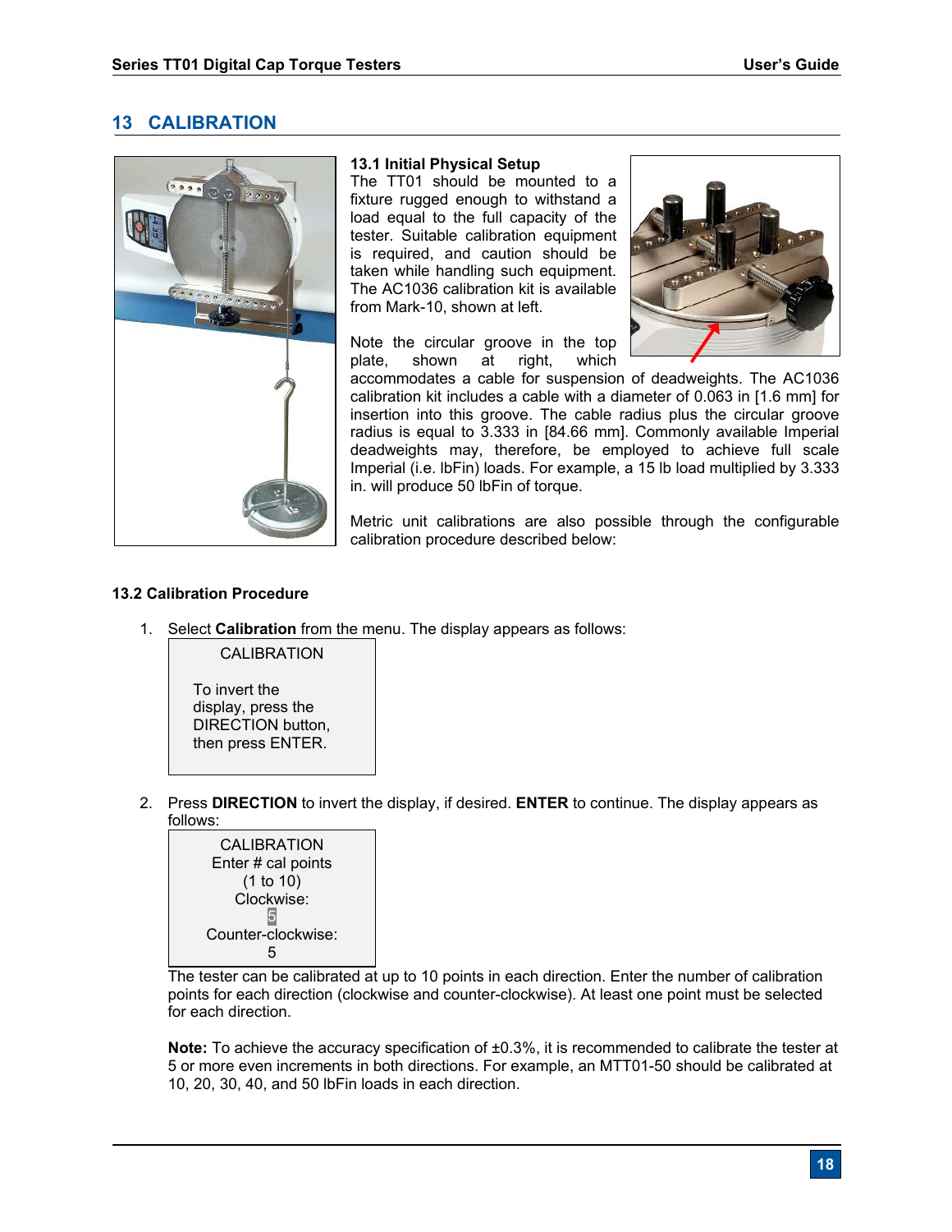# 13 CALIBRATION

### 13.1 Initial Physical Setup

The TT01 should be mounted to a fixture rugged enough to withstand a load equal to the full capacity of the tester. Suitable calibration equipment is required, and caution should be taken while handling such equipment. The AC1036 calibration kit is available from Mark-10, shown at left.

Note the circular groove in the top plate, shown at right, which accommodates a cable for suspension of deadweights. The AC1036 calibration kit includes a cable with a diameter of 0.063 in [1.6 mm] for insertion into this groove. The cable radius plus the circular groove radius is equal to 3.333 in [84.66 mm]. Commonly available Imperial deadweights may, therefore, be employed to achieve full scale Imperial (i.e. lbFin) loads. For example, a 15 lb load multiplied by 3.333 in. will produce 50 lbFin of torque.

Metric unit calibrations are also possible through the configurable calibration procedure described below:

### 13.2 Calibration Procedure

1. Select **Calibration** from the menu. The display appears as follows:

```
CALIBRATION

To invert the
display, press the
DIRECTION button,
then press ENTER.
```

2. Press **DIRECTION** to invert the display, if desired. **ENTER** to continue. The display appears as follows:

```
CALIBRATION
Enter # cal points
(1 to 10)
Clockwise:
5
Counter-clockwise:
5
```

The tester can be calibrated at up to 10 points in each direction. Enter the number of calibration points for each direction (clockwise and counter-clockwise). At least one point must be selected for each direction.

**Note:** To achieve the accuracy specification of ±0.3%, it is recommended to calibrate the tester at 5 or more even increments in both directions. For example, an MTT01-50 should be calibrated at 10, 20, 30, 40, and 50 lbFin loads in each direction.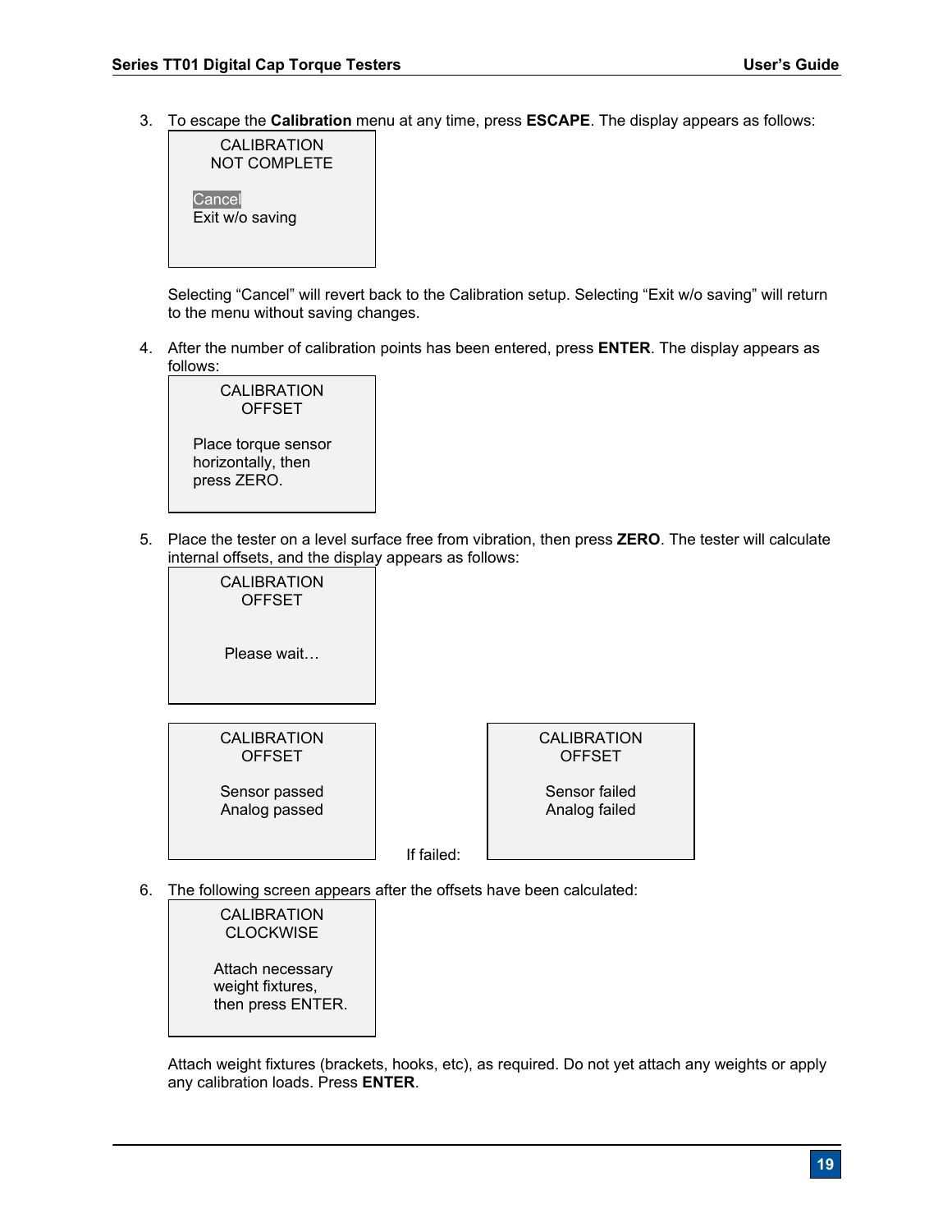3. To escape the **Calibration** menu at any time, press **ESCAPE**. The display appears as follows:

```
CALIBRATION
NOT COMPLETE

Cancel
Exit w/o saving
```

   Selecting "Cancel" will revert back to the Calibration setup. Selecting "Exit w/o saving" will return to the menu without saving changes.

4. After the number of calibration points has been entered, press **ENTER**. The display appears as follows:

```
CALIBRATION
OFFSET

Place torque sensor
horizontally, then
press ZERO.
```

5. Place the tester on a level surface free from vibration, then press **ZERO**. The tester will calculate internal offsets, and the display appears as follows:

```
CALIBRATION
OFFSET

Please wait…
```

```
CALIBRATION
OFFSET

Sensor passed
Analog passed
```

   If failed:

```
CALIBRATION
OFFSET

Sensor failed
Analog failed
```

6. The following screen appears after the offsets have been calculated:

```
CALIBRATION
CLOCKWISE

Attach necessary
weight fixtures,
then press ENTER.
```

   Attach weight fixtures (brackets, hooks, etc), as required. Do not yet attach any weights or apply any calibration loads. Press **ENTER**.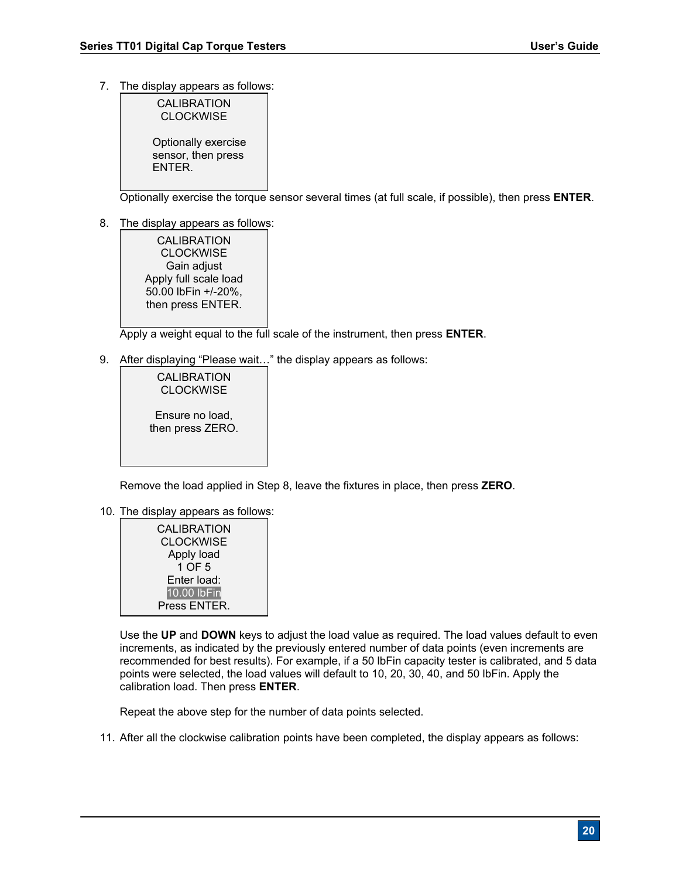7. The display appears as follows:

```
CALIBRATION
CLOCKWISE

Optionally exercise
sensor, then press
ENTER.
```

Optionally exercise the torque sensor several times (at full scale, if possible), then press **ENTER**.

8. The display appears as follows:

```
CALIBRATION
CLOCKWISE
Gain adjust
Apply full scale load
50.00 lbFin +/-20%,
then press ENTER.
```

Apply a weight equal to the full scale of the instrument, then press **ENTER**.

9. After displaying "Please wait…" the display appears as follows:

```
CALIBRATION
CLOCKWISE

Ensure no load,
then press ZERO.
```

Remove the load applied in Step 8, leave the fixtures in place, then press **ZERO**.

10. The display appears as follows:

```
CALIBRATION
CLOCKWISE
Apply load
1 OF 5
Enter load:
10.00 lbFin
Press ENTER.
```

Use the **UP** and **DOWN** keys to adjust the load value as required. The load values default to even increments, as indicated by the previously entered number of data points (even increments are recommended for best results). For example, if a 50 lbFin capacity tester is calibrated, and 5 data points were selected, the load values will default to 10, 20, 30, 40, and 50 lbFin. Apply the calibration load. Then press **ENTER**.

Repeat the above step for the number of data points selected.

11. After all the clockwise calibration points have been completed, the display appears as follows: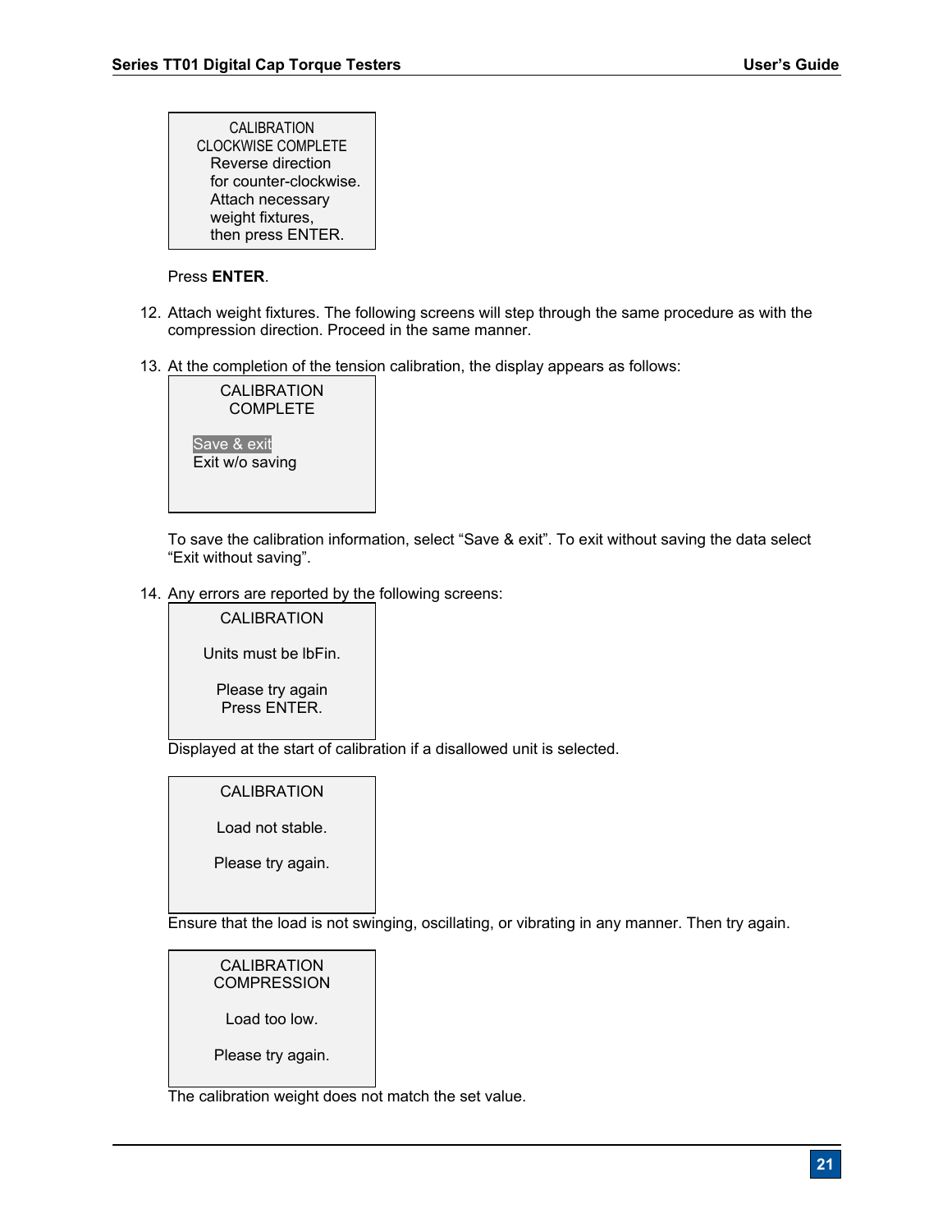```
CALIBRATION
CLOCKWISE COMPLETE
Reverse direction
for counter-clockwise.
Attach necessary
weight fixtures,
then press ENTER.
```

Press **ENTER**.

12. Attach weight fixtures. The following screens will step through the same procedure as with the compression direction. Proceed in the same manner.

13. At the completion of the tension calibration, the display appears as follows:

```
CALIBRATION
COMPLETE

Save & exit
Exit w/o saving
```

To save the calibration information, select "Save & exit". To exit without saving the data select "Exit without saving".

14. Any errors are reported by the following screens:

```
CALIBRATION

Units must be lbFin.

Please try again
Press ENTER.
```

Displayed at the start of calibration if a disallowed unit is selected.

```
CALIBRATION

Load not stable.

Please try again.
```

Ensure that the load is not swinging, oscillating, or vibrating in any manner. Then try again.

```
CALIBRATION
COMPRESSION

Load too low.

Please try again.
```

The calibration weight does not match the set value.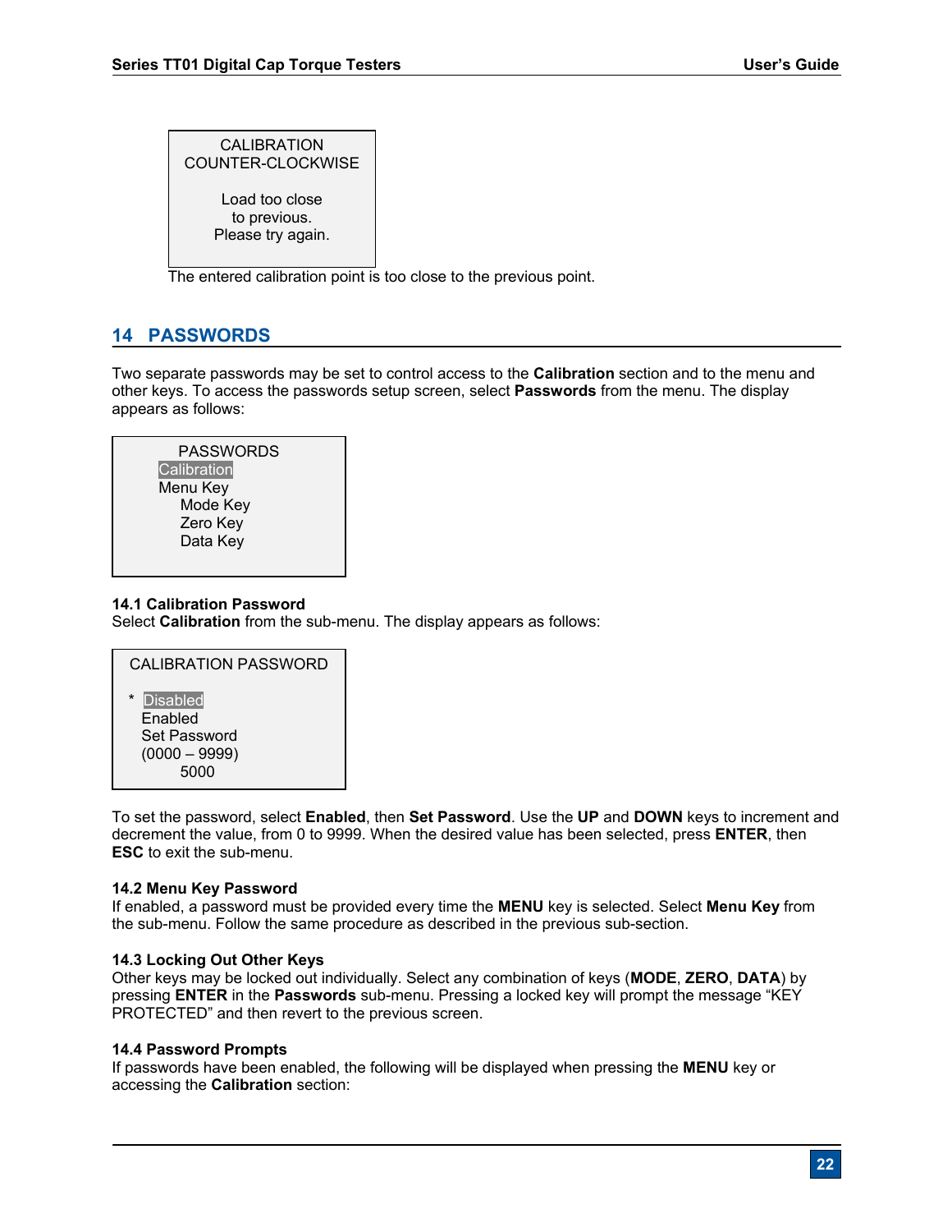```
CALIBRATION
COUNTER-CLOCKWISE

Load too close
to previous.
Please try again.
```

The entered calibration point is too close to the previous point.

## 14 PASSWORDS

Two separate passwords may be set to control access to the **Calibration** section and to the menu and other keys. To access the passwords setup screen, select **Passwords** from the menu. The display appears as follows:

```
PASSWORDS
Calibration
Menu Key
    Mode Key
    Zero Key
    Data Key
```

### 14.1 Calibration Password

Select **Calibration** from the sub-menu. The display appears as follows:

```
CALIBRATION PASSWORD

*  Disabled
   Enabled
   Set Password
   (0000 – 9999)
       5000
```

To set the password, select **Enabled**, then **Set Password**. Use the **UP** and **DOWN** keys to increment and decrement the value, from 0 to 9999. When the desired value has been selected, press **ENTER**, then **ESC** to exit the sub-menu.

### 14.2 Menu Key Password

If enabled, a password must be provided every time the **MENU** key is selected. Select **Menu Key** from the sub-menu. Follow the same procedure as described in the previous sub-section.

### 14.3 Locking Out Other Keys

Other keys may be locked out individually. Select any combination of keys (**MODE**, **ZERO**, **DATA**) by pressing **ENTER** in the **Passwords** sub-menu. Pressing a locked key will prompt the message "KEY PROTECTED" and then revert to the previous screen.

### 14.4 Password Prompts

If passwords have been enabled, the following will be displayed when pressing the **MENU** key or accessing the **Calibration** section: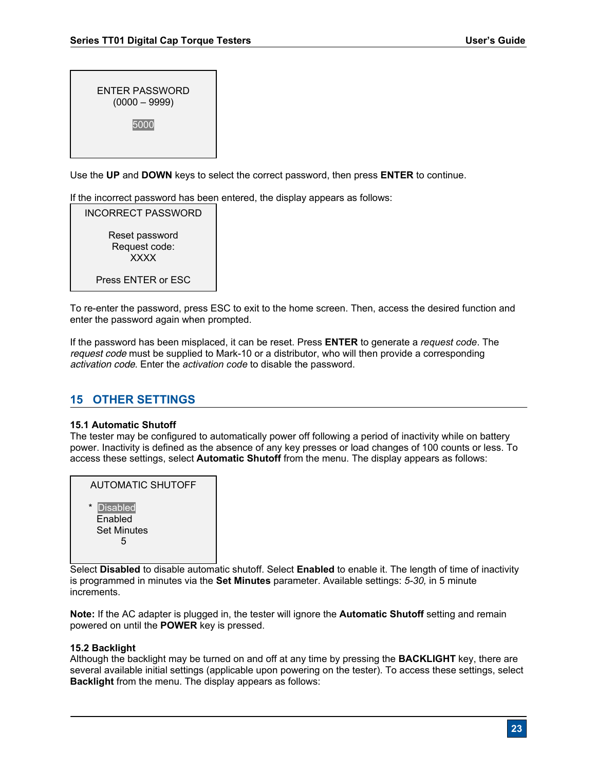```
ENTER PASSWORD
(0000 – 9999)

5000
```

Use the **UP** and **DOWN** keys to select the correct password, then press **ENTER** to continue.

If the incorrect password has been entered, the display appears as follows:

```
INCORRECT PASSWORD

Reset password
Request code:
XXXX

Press ENTER or ESC
```

To re-enter the password, press ESC to exit to the home screen. Then, access the desired function and enter the password again when prompted.

If the password has been misplaced, it can be reset. Press **ENTER** to generate a *request code*. The *request code* must be supplied to Mark-10 or a distributor, who will then provide a corresponding *activation code*. Enter the *activation code* to disable the password.

## 15 OTHER SETTINGS

### 15.1 Automatic Shutoff

The tester may be configured to automatically power off following a period of inactivity while on battery power. Inactivity is defined as the absence of any key presses or load changes of 100 counts or less. To access these settings, select **Automatic Shutoff** from the menu. The display appears as follows:

```
AUTOMATIC SHUTOFF

* Disabled
  Enabled
  Set Minutes
      5
```

Select **Disabled** to disable automatic shutoff. Select **Enabled** to enable it. The length of time of inactivity is programmed in minutes via the **Set Minutes** parameter. Available settings: *5-30,* in 5 minute increments.

**Note:** If the AC adapter is plugged in, the tester will ignore the **Automatic Shutoff** setting and remain powered on until the **POWER** key is pressed.

### 15.2 Backlight

Although the backlight may be turned on and off at any time by pressing the **BACKLIGHT** key, there are several available initial settings (applicable upon powering on the tester). To access these settings, select **Backlight** from the menu. The display appears as follows: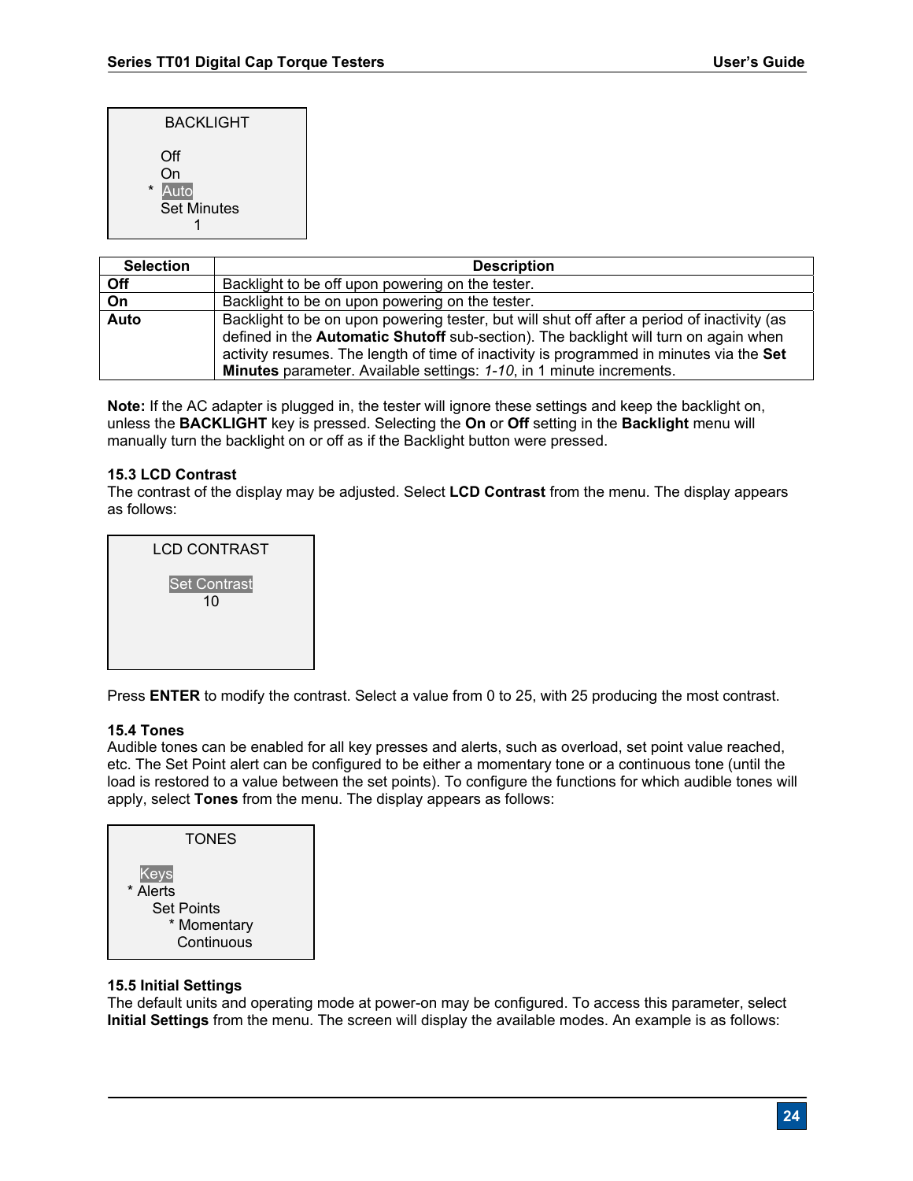```
BACKLIGHT

   Off
   On
 * Auto
   Set Minutes
        1
```

| Selection | Description |
|---|---|
| **Off** | Backlight to be off upon powering on the tester. |
| **On** | Backlight to be on upon powering on the tester. |
| **Auto** | Backlight to be on upon powering tester, but will shut off after a period of inactivity (as defined in the **Automatic Shutoff** sub-section). The backlight will turn on again when activity resumes. The length of time of inactivity is programmed in minutes via the **Set Minutes** parameter. Available settings: *1-10*, in 1 minute increments. |

**Note:** If the AC adapter is plugged in, the tester will ignore these settings and keep the backlight on, unless the **BACKLIGHT** key is pressed. Selecting the **On** or **Off** setting in the **Backlight** menu will manually turn the backlight on or off as if the Backlight button were pressed.

### 15.3 LCD Contrast

The contrast of the display may be adjusted. Select **LCD Contrast** from the menu. The display appears as follows:

```
LCD CONTRAST

 Set Contrast
      10
```

Press **ENTER** to modify the contrast. Select a value from 0 to 25, with 25 producing the most contrast.

### 15.4 Tones

Audible tones can be enabled for all key presses and alerts, such as overload, set point value reached, etc. The Set Point alert can be configured to be either a momentary tone or a continuous tone (until the load is restored to a value between the set points). To configure the functions for which audible tones will apply, select **Tones** from the menu. The display appears as follows:

```
TONES

   Keys
 * Alerts
     Set Points
       * Momentary
         Continuous
```

### 15.5 Initial Settings

The default units and operating mode at power-on may be configured. To access this parameter, select **Initial Settings** from the menu. The screen will display the available modes. An example is as follows: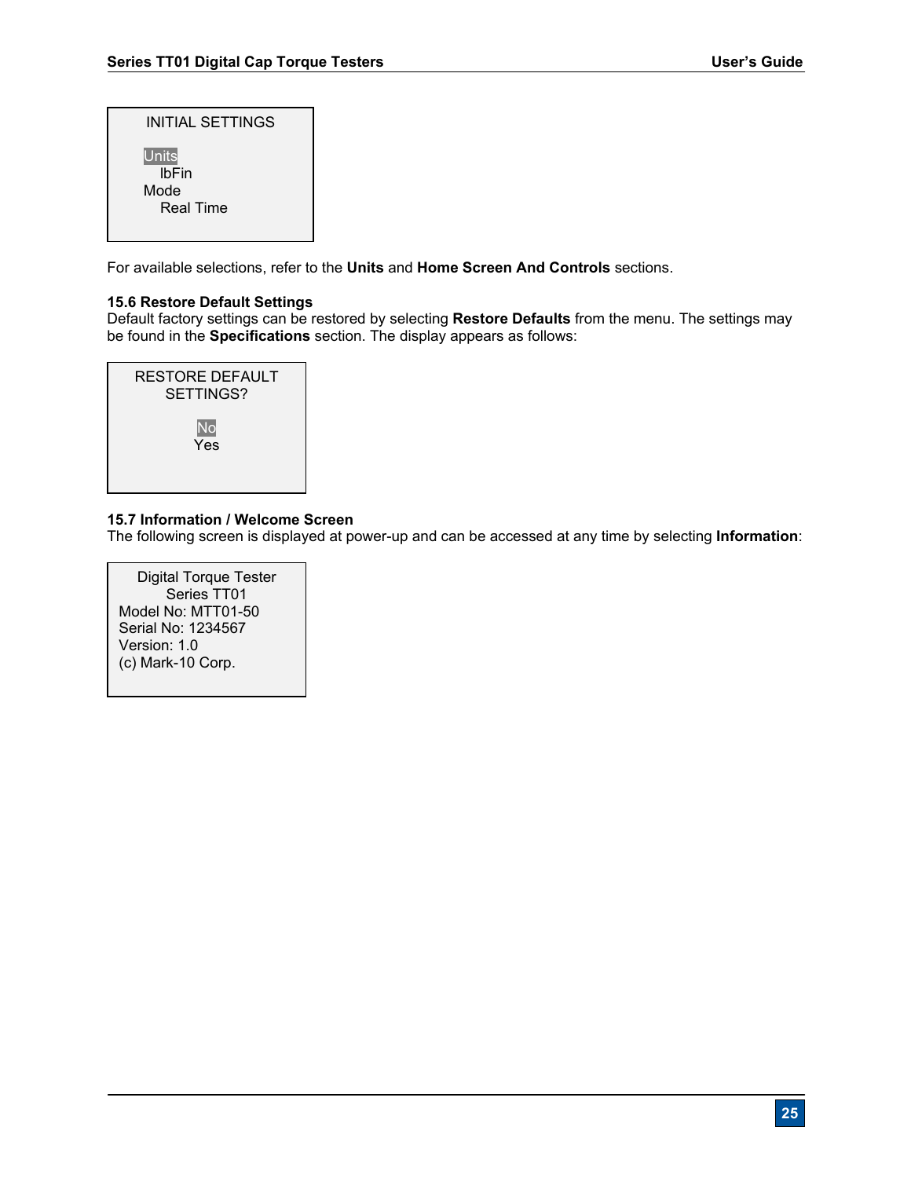```
INITIAL SETTINGS

Units
   lbFin
Mode
   Real Time
```

For available selections, refer to the **Units** and **Home Screen And Controls** sections.

### 15.6 Restore Default Settings

Default factory settings can be restored by selecting **Restore Defaults** from the menu. The settings may be found in the **Specifications** section. The display appears as follows:

```
RESTORE DEFAULT
  SETTINGS?

     No
     Yes
```

### 15.7 Information / Welcome Screen

The following screen is displayed at power-up and can be accessed at any time by selecting **Information**:

```
Digital Torque Tester
    Series TT01
Model No: MTT01-50
Serial No: 1234567
Version: 1.0
(c) Mark-10 Corp.
```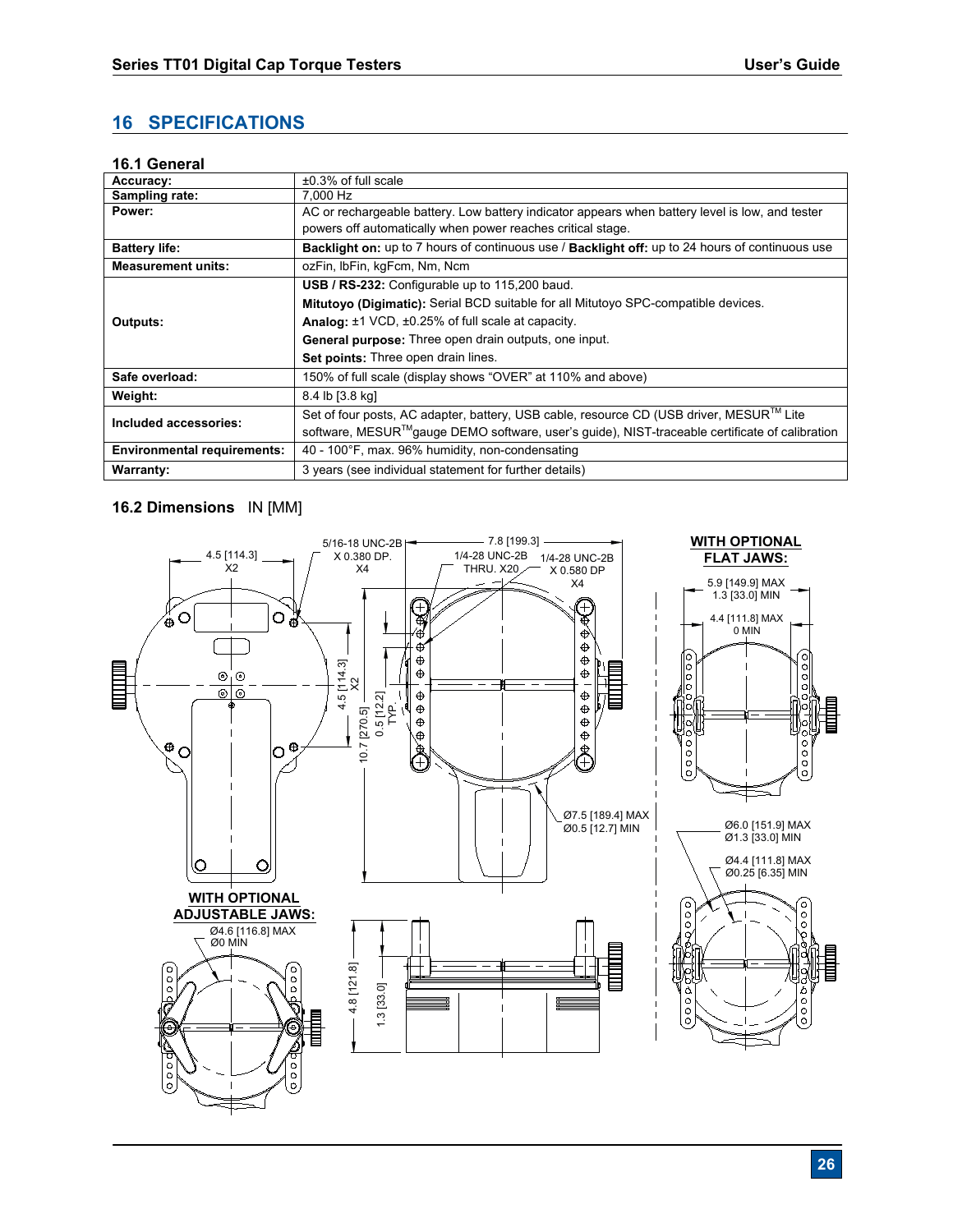# 16 SPECIFICATIONS

## 16.1 General

| | |
|---|---|
| **Accuracy:** | ±0.3% of full scale |
| **Sampling rate:** | 7,000 Hz |
| **Power:** | AC or rechargeable battery. Low battery indicator appears when battery level is low, and tester powers off automatically when power reaches critical stage. |
| **Battery life:** | **Backlight on:** up to 7 hours of continuous use / **Backlight off:** up to 24 hours of continuous use |
| **Measurement units:** | ozFin, lbFin, kgFcm, Nm, Ncm |
| **Outputs:** | **USB / RS-232:** Configurable up to 115,200 baud.<br>**Mitutoyo (Digimatic):** Serial BCD suitable for all Mitutoyo SPC-compatible devices.<br>**Analog:** ±1 VCD, ±0.25% of full scale at capacity.<br>**General purpose:** Three open drain outputs, one input.<br>**Set points:** Three open drain lines. |
| **Safe overload:** | 150% of full scale (display shows "OVER" at 110% and above) |
| **Weight:** | 8.4 lb [3.8 kg] |
| **Included accessories:** | Set of four posts, AC adapter, battery, USB cable, resource CD (USB driver, MESUR™ Lite software, MESUR™gauge DEMO software, user's guide), NIST-traceable certificate of calibration |
| **Environmental requirements:** | 40 - 100°F, max. 96% humidity, non-condensating |
| **Warranty:** | 3 years (see individual statement for further details) |

## 16.2 Dimensions IN [MM]

4.5 [114.3] X2

5/16-18 UNC-2B X 0.380 DP. X4

7.8 [199.3]

1/4-28 UNC-2B THRU. X20

1/4-28 UNC-2B X 0.580 DP X4

4.5 [114.3] X2

10.7 [270.5]

0.5 [12.2] TYP.

Ø7.5 [189.4] MAX
Ø0.5 [12.7] MIN

**WITH OPTIONAL FLAT JAWS:**

5.9 [149.9] MAX
1.3 [33.0] MIN

4.4 [111.8] MAX
0 MIN

Ø6.0 [151.9] MAX
Ø1.3 [33.0] MIN

Ø4.4 [111.8] MAX
Ø0.25 [6.35] MIN

**WITH OPTIONAL ADJUSTABLE JAWS:**

Ø4.6 [116.8] MAX
Ø0 MIN

4.8 [121.8]

1.3 [33.0]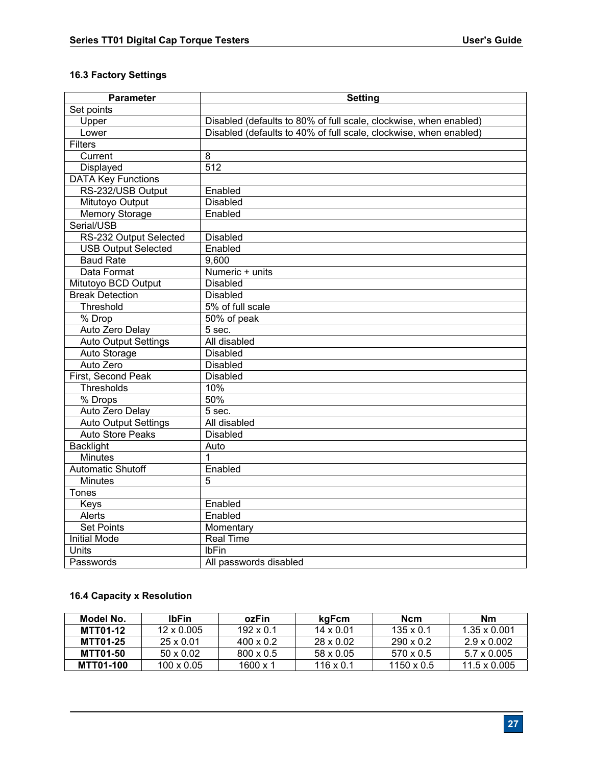### 16.3 Factory Settings

| Parameter | Setting |
| --- | --- |
| Set points | |
| Upper | Disabled (defaults to 80% of full scale, clockwise, when enabled) |
| Lower | Disabled (defaults to 40% of full scale, clockwise, when enabled) |
| Filters | |
| Current | 8 |
| Displayed | 512 |
| DATA Key Functions | |
| RS-232/USB Output | Enabled |
| Mitutoyo Output | Disabled |
| Memory Storage | Enabled |
| Serial/USB | |
| RS-232 Output Selected | Disabled |
| USB Output Selected | Enabled |
| Baud Rate | 9,600 |
| Data Format | Numeric + units |
| Mitutoyo BCD Output | Disabled |
| Break Detection | Disabled |
| Threshold | 5% of full scale |
| % Drop | 50% of peak |
| Auto Zero Delay | 5 sec. |
| Auto Output Settings | All disabled |
| Auto Storage | Disabled |
| Auto Zero | Disabled |
| First, Second Peak | Disabled |
| Thresholds | 10% |
| % Drops | 50% |
| Auto Zero Delay | 5 sec. |
| Auto Output Settings | All disabled |
| Auto Store Peaks | Disabled |
| Backlight | Auto |
| Minutes | 1 |
| Automatic Shutoff | Enabled |
| Minutes | 5 |
| Tones | |
| Keys | Enabled |
| Alerts | Enabled |
| Set Points | Momentary |
| Initial Mode | Real Time |
| Units | lbFin |
| Passwords | All passwords disabled |

### 16.4 Capacity x Resolution

| Model No. | lbFin | ozFin | kgFcm | Ncm | Nm |
| --- | --- | --- | --- | --- | --- |
| **MTT01-12** | 12 x 0.005 | 192 x 0.1 | 14 x 0.01 | 135 x 0.1 | 1.35 x 0.001 |
| **MTT01-25** | 25 x 0.01 | 400 x 0.2 | 28 x 0.02 | 290 x 0.2 | 2.9 x 0.002 |
| **MTT01-50** | 50 x 0.02 | 800 x 0.5 | 58 x 0.05 | 570 x 0.5 | 5.7 x 0.005 |
| **MTT01-100** | 100 x 0.05 | 1600 x 1 | 116 x 0.1 | 1150 x 0.5 | 11.5 x 0.005 |